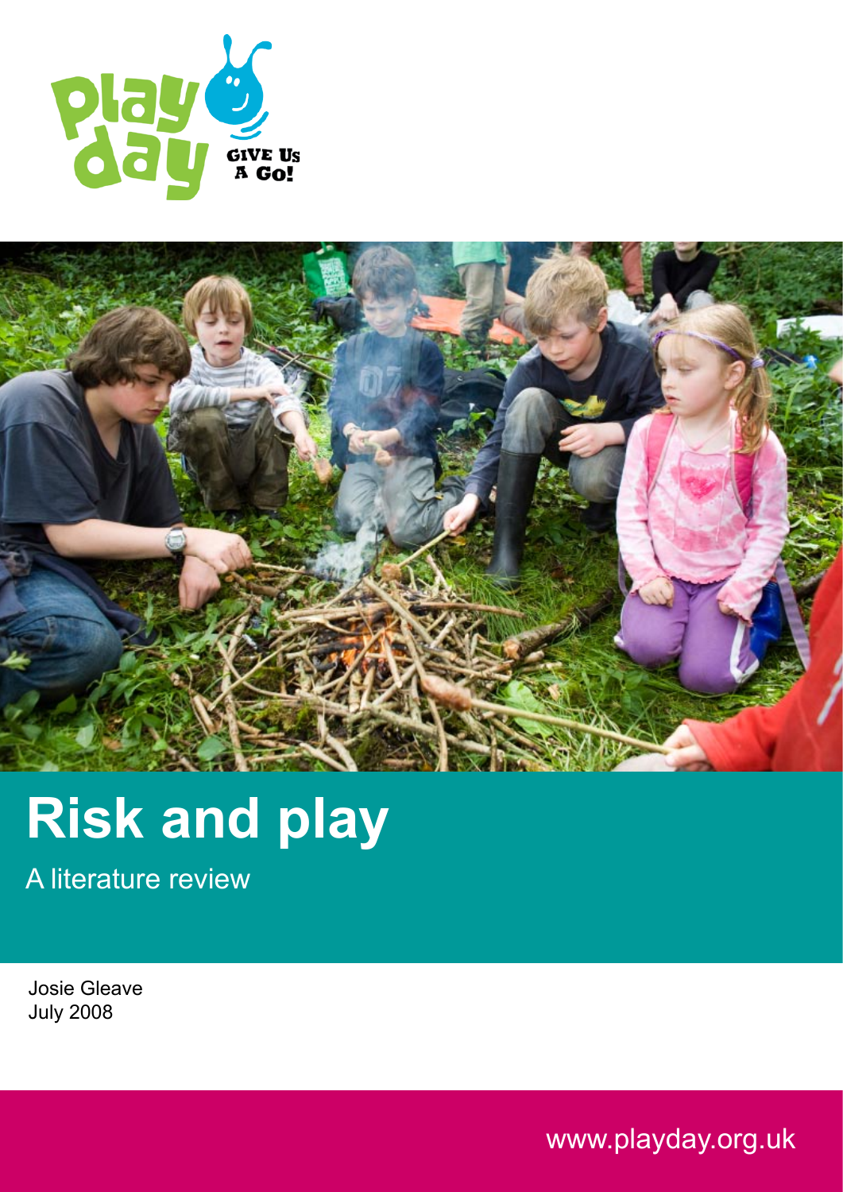# Risk and play

A literature review

Josie Gleave
July 2008

www.playday.org.uk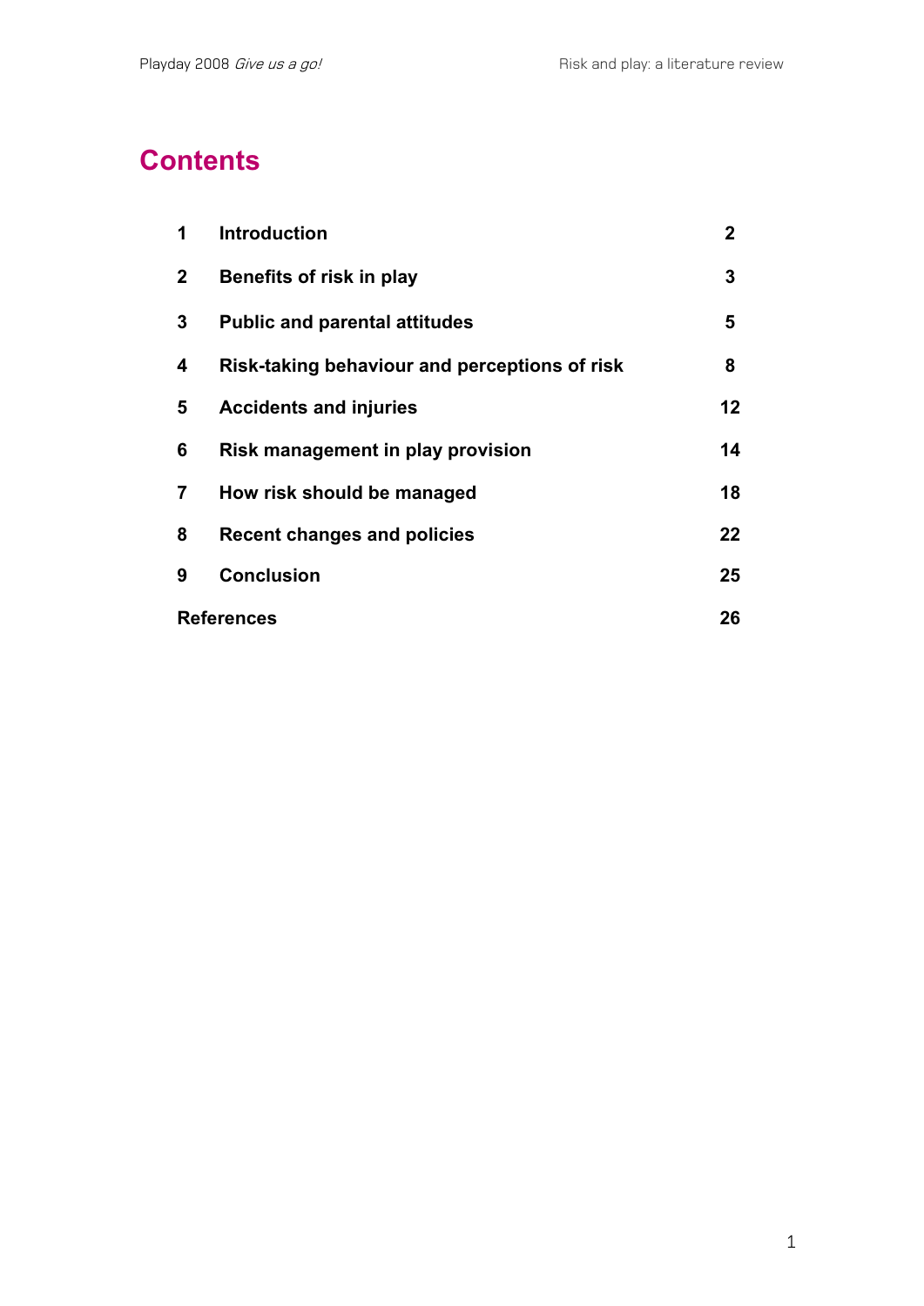# Contents

| | | |
|---|---|---|
| **1** | **Introduction** | **2** |
| **2** | **Benefits of risk in play** | **3** |
| **3** | **Public and parental attitudes** | **5** |
| **4** | **Risk-taking behaviour and perceptions of risk** | **8** |
| **5** | **Accidents and injuries** | **12** |
| **6** | **Risk management in play provision** | **14** |
| **7** | **How risk should be managed** | **18** |
| **8** | **Recent changes and policies** | **22** |
| **9** | **Conclusion** | **25** |
| **References** | | **26** |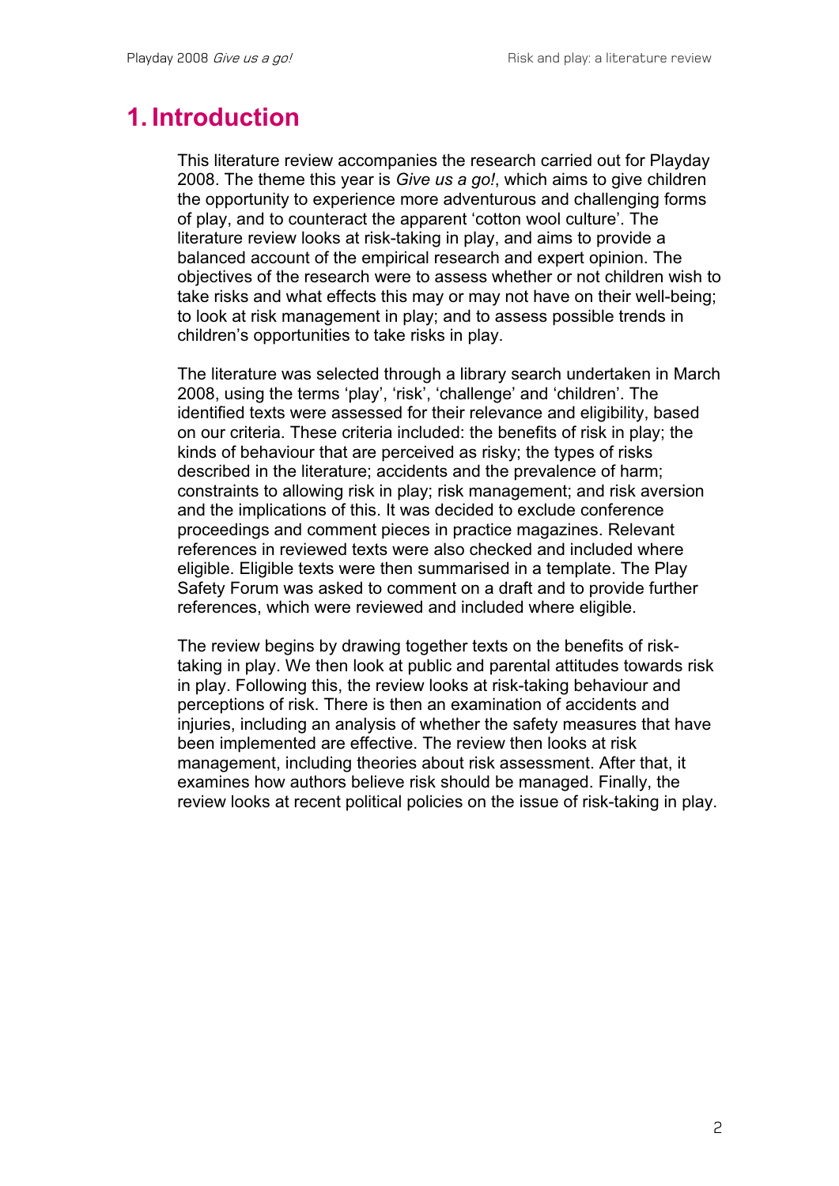# 1. Introduction

This literature review accompanies the research carried out for Playday 2008. The theme this year is *Give us a go!*, which aims to give children the opportunity to experience more adventurous and challenging forms of play, and to counteract the apparent 'cotton wool culture'. The literature review looks at risk-taking in play, and aims to provide a balanced account of the empirical research and expert opinion. The objectives of the research were to assess whether or not children wish to take risks and what effects this may or may not have on their well-being; to look at risk management in play; and to assess possible trends in children's opportunities to take risks in play.

The literature was selected through a library search undertaken in March 2008, using the terms 'play', 'risk', 'challenge' and 'children'. The identified texts were assessed for their relevance and eligibility, based on our criteria. These criteria included: the benefits of risk in play; the kinds of behaviour that are perceived as risky; the types of risks described in the literature; accidents and the prevalence of harm; constraints to allowing risk in play; risk management; and risk aversion and the implications of this. It was decided to exclude conference proceedings and comment pieces in practice magazines. Relevant references in reviewed texts were also checked and included where eligible. Eligible texts were then summarised in a template. The Play Safety Forum was asked to comment on a draft and to provide further references, which were reviewed and included where eligible.

The review begins by drawing together texts on the benefits of risk-taking in play. We then look at public and parental attitudes towards risk in play. Following this, the review looks at risk-taking behaviour and perceptions of risk. There is then an examination of accidents and injuries, including an analysis of whether the safety measures that have been implemented are effective. The review then looks at risk management, including theories about risk assessment. After that, it examines how authors believe risk should be managed. Finally, the review looks at recent political policies on the issue of risk-taking in play.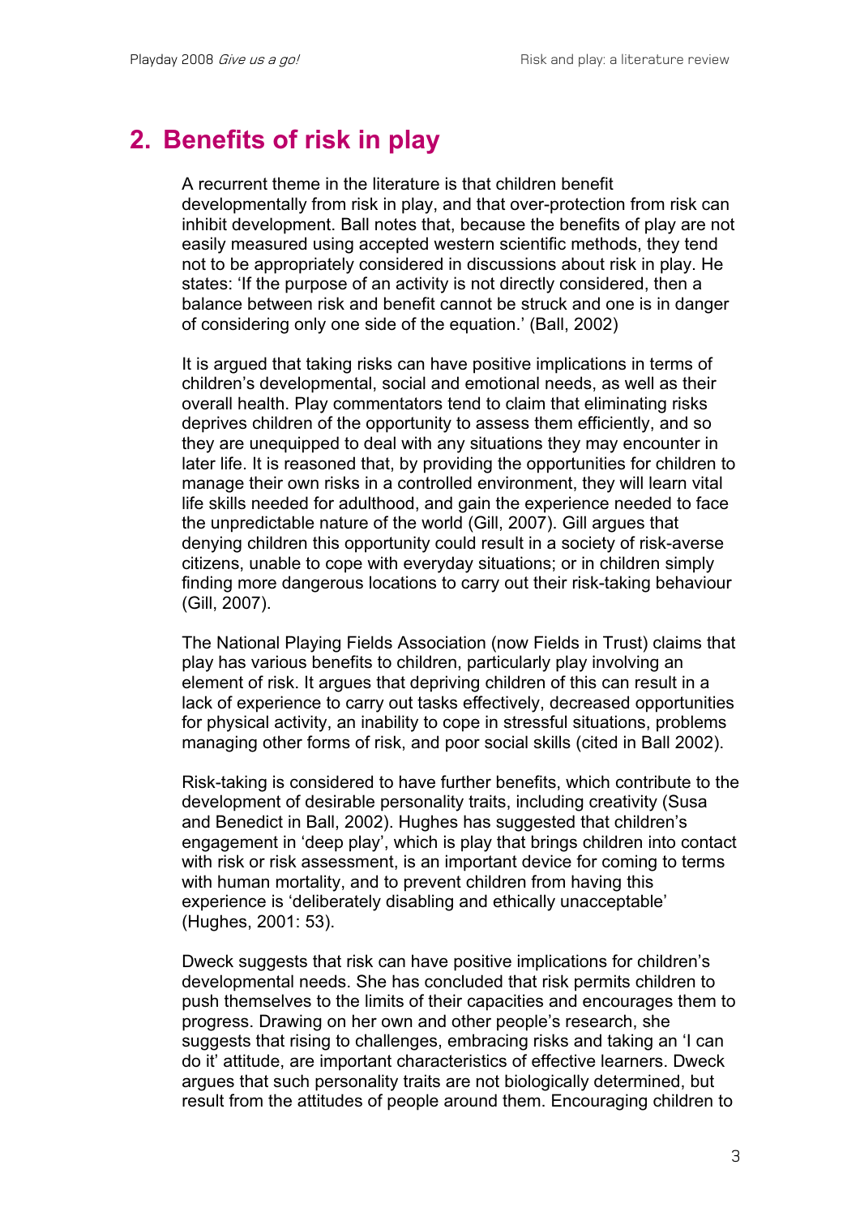## 2. Benefits of risk in play

A recurrent theme in the literature is that children benefit developmentally from risk in play, and that over-protection from risk can inhibit development. Ball notes that, because the benefits of play are not easily measured using accepted western scientific methods, they tend not to be appropriately considered in discussions about risk in play. He states: 'If the purpose of an activity is not directly considered, then a balance between risk and benefit cannot be struck and one is in danger of considering only one side of the equation.' (Ball, 2002)

It is argued that taking risks can have positive implications in terms of children's developmental, social and emotional needs, as well as their overall health. Play commentators tend to claim that eliminating risks deprives children of the opportunity to assess them efficiently, and so they are unequipped to deal with any situations they may encounter in later life. It is reasoned that, by providing the opportunities for children to manage their own risks in a controlled environment, they will learn vital life skills needed for adulthood, and gain the experience needed to face the unpredictable nature of the world (Gill, 2007). Gill argues that denying children this opportunity could result in a society of risk-averse citizens, unable to cope with everyday situations; or in children simply finding more dangerous locations to carry out their risk-taking behaviour (Gill, 2007).

The National Playing Fields Association (now Fields in Trust) claims that play has various benefits to children, particularly play involving an element of risk. It argues that depriving children of this can result in a lack of experience to carry out tasks effectively, decreased opportunities for physical activity, an inability to cope in stressful situations, problems managing other forms of risk, and poor social skills (cited in Ball 2002).

Risk-taking is considered to have further benefits, which contribute to the development of desirable personality traits, including creativity (Susa and Benedict in Ball, 2002). Hughes has suggested that children's engagement in 'deep play', which is play that brings children into contact with risk or risk assessment, is an important device for coming to terms with human mortality, and to prevent children from having this experience is 'deliberately disabling and ethically unacceptable' (Hughes, 2001: 53).

Dweck suggests that risk can have positive implications for children's developmental needs. She has concluded that risk permits children to push themselves to the limits of their capacities and encourages them to progress. Drawing on her own and other people's research, she suggests that rising to challenges, embracing risks and taking an 'I can do it' attitude, are important characteristics of effective learners. Dweck argues that such personality traits are not biologically determined, but result from the attitudes of people around them. Encouraging children to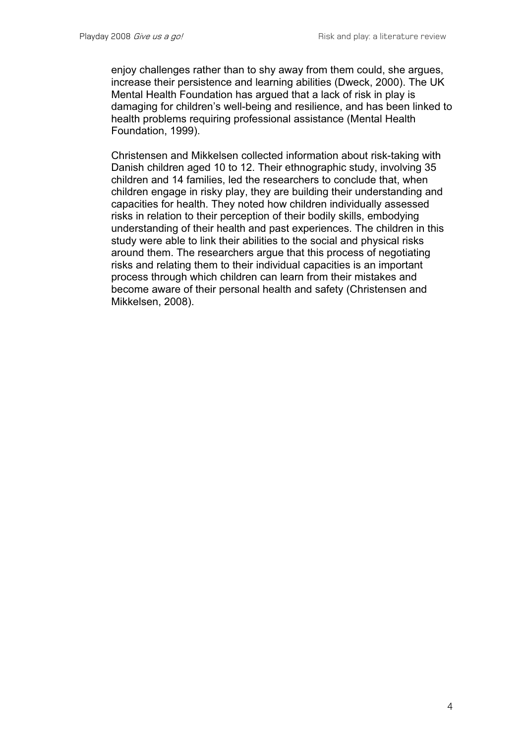enjoy challenges rather than to shy away from them could, she argues, increase their persistence and learning abilities (Dweck, 2000). The UK Mental Health Foundation has argued that a lack of risk in play is damaging for children's well-being and resilience, and has been linked to health problems requiring professional assistance (Mental Health Foundation, 1999).

Christensen and Mikkelsen collected information about risk-taking with Danish children aged 10 to 12. Their ethnographic study, involving 35 children and 14 families, led the researchers to conclude that, when children engage in risky play, they are building their understanding and capacities for health. They noted how children individually assessed risks in relation to their perception of their bodily skills, embodying understanding of their health and past experiences. The children in this study were able to link their abilities to the social and physical risks around them. The researchers argue that this process of negotiating risks and relating them to their individual capacities is an important process through which children can learn from their mistakes and become aware of their personal health and safety (Christensen and Mikkelsen, 2008).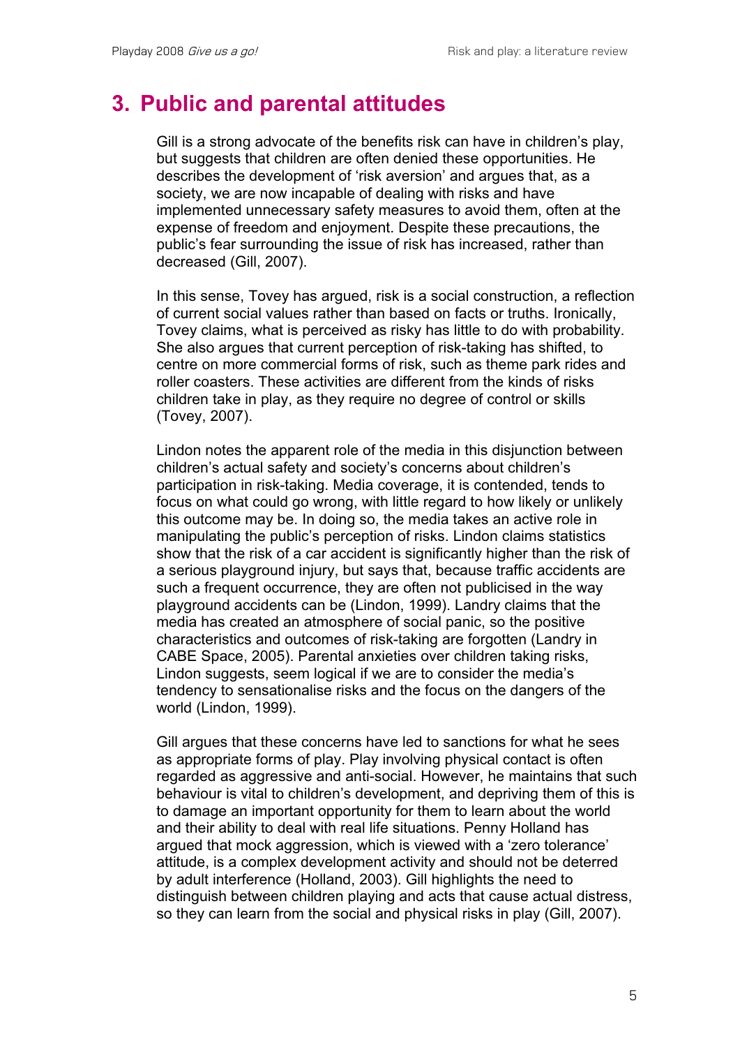## 3. Public and parental attitudes

Gill is a strong advocate of the benefits risk can have in children's play, but suggests that children are often denied these opportunities. He describes the development of 'risk aversion' and argues that, as a society, we are now incapable of dealing with risks and have implemented unnecessary safety measures to avoid them, often at the expense of freedom and enjoyment. Despite these precautions, the public's fear surrounding the issue of risk has increased, rather than decreased (Gill, 2007).

In this sense, Tovey has argued, risk is a social construction, a reflection of current social values rather than based on facts or truths. Ironically, Tovey claims, what is perceived as risky has little to do with probability. She also argues that current perception of risk-taking has shifted, to centre on more commercial forms of risk, such as theme park rides and roller coasters. These activities are different from the kinds of risks children take in play, as they require no degree of control or skills (Tovey, 2007).

Lindon notes the apparent role of the media in this disjunction between children's actual safety and society's concerns about children's participation in risk-taking. Media coverage, it is contended, tends to focus on what could go wrong, with little regard to how likely or unlikely this outcome may be. In doing so, the media takes an active role in manipulating the public's perception of risks. Lindon claims statistics show that the risk of a car accident is significantly higher than the risk of a serious playground injury, but says that, because traffic accidents are such a frequent occurrence, they are often not publicised in the way playground accidents can be (Lindon, 1999). Landry claims that the media has created an atmosphere of social panic, so the positive characteristics and outcomes of risk-taking are forgotten (Landry in CABE Space, 2005). Parental anxieties over children taking risks, Lindon suggests, seem logical if we are to consider the media's tendency to sensationalise risks and the focus on the dangers of the world (Lindon, 1999).

Gill argues that these concerns have led to sanctions for what he sees as appropriate forms of play. Play involving physical contact is often regarded as aggressive and anti-social. However, he maintains that such behaviour is vital to children's development, and depriving them of this is to damage an important opportunity for them to learn about the world and their ability to deal with real life situations. Penny Holland has argued that mock aggression, which is viewed with a 'zero tolerance' attitude, is a complex development activity and should not be deterred by adult interference (Holland, 2003). Gill highlights the need to distinguish between children playing and acts that cause actual distress, so they can learn from the social and physical risks in play (Gill, 2007).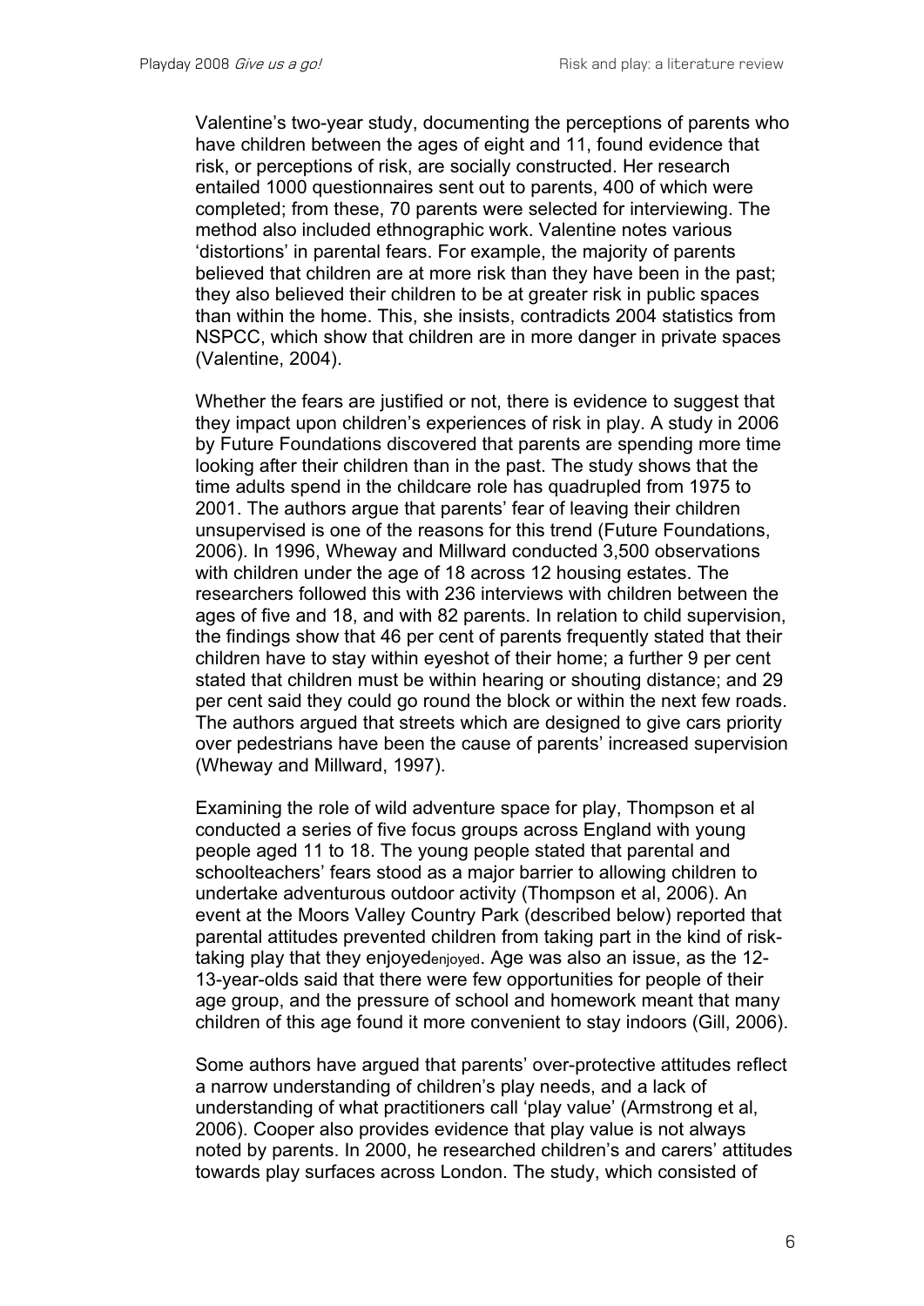Valentine's two-year study, documenting the perceptions of parents who have children between the ages of eight and 11, found evidence that risk, or perceptions of risk, are socially constructed. Her research entailed 1000 questionnaires sent out to parents, 400 of which were completed; from these, 70 parents were selected for interviewing. The method also included ethnographic work. Valentine notes various 'distortions' in parental fears. For example, the majority of parents believed that children are at more risk than they have been in the past; they also believed their children to be at greater risk in public spaces than within the home. This, she insists, contradicts 2004 statistics from NSPCC, which show that children are in more danger in private spaces (Valentine, 2004).

Whether the fears are justified or not, there is evidence to suggest that they impact upon children's experiences of risk in play. A study in 2006 by Future Foundations discovered that parents are spending more time looking after their children than in the past. The study shows that the time adults spend in the childcare role has quadrupled from 1975 to 2001. The authors argue that parents' fear of leaving their children unsupervised is one of the reasons for this trend (Future Foundations, 2006). In 1996, Wheway and Millward conducted 3,500 observations with children under the age of 18 across 12 housing estates. The researchers followed this with 236 interviews with children between the ages of five and 18, and with 82 parents. In relation to child supervision, the findings show that 46 per cent of parents frequently stated that their children have to stay within eyeshot of their home; a further 9 per cent stated that children must be within hearing or shouting distance; and 29 per cent said they could go round the block or within the next few roads. The authors argued that streets which are designed to give cars priority over pedestrians have been the cause of parents' increased supervision (Wheway and Millward, 1997).

Examining the role of wild adventure space for play, Thompson et al conducted a series of five focus groups across England with young people aged 11 to 18. The young people stated that parental and schoolteachers' fears stood as a major barrier to allowing children to undertake adventurous outdoor activity (Thompson et al, 2006). An event at the Moors Valley Country Park (described below) reported that parental attitudes prevented children from taking part in the kind of risk-taking play that they enjoyedenjoyed. Age was also an issue, as the 12-13-year-olds said that there were few opportunities for people of their age group, and the pressure of school and homework meant that many children of this age found it more convenient to stay indoors (Gill, 2006).

Some authors have argued that parents' over-protective attitudes reflect a narrow understanding of children's play needs, and a lack of understanding of what practitioners call 'play value' (Armstrong et al, 2006). Cooper also provides evidence that play value is not always noted by parents. In 2000, he researched children's and carers' attitudes towards play surfaces across London. The study, which consisted of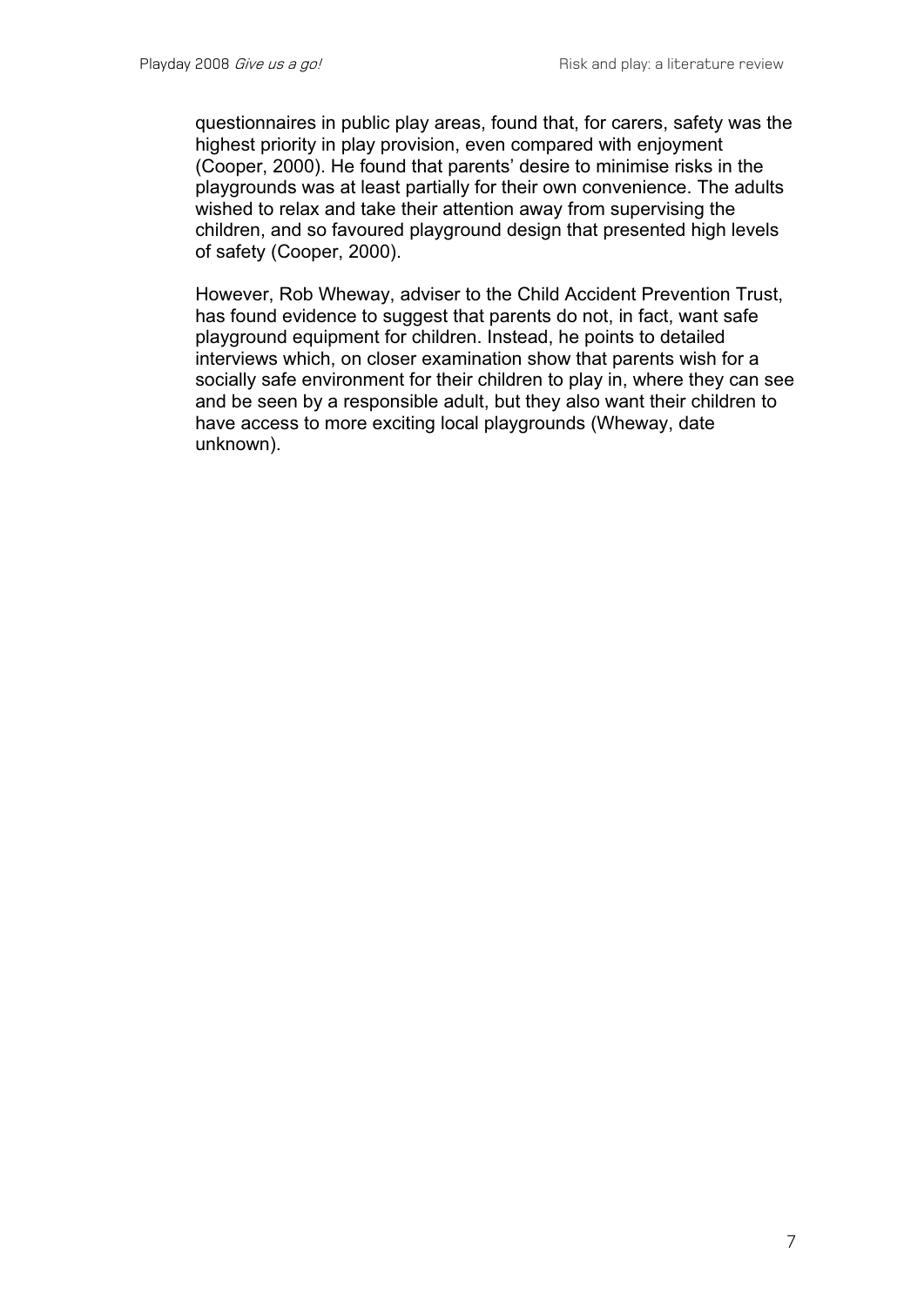questionnaires in public play areas, found that, for carers, safety was the highest priority in play provision, even compared with enjoyment (Cooper, 2000). He found that parents' desire to minimise risks in the playgrounds was at least partially for their own convenience. The adults wished to relax and take their attention away from supervising the children, and so favoured playground design that presented high levels of safety (Cooper, 2000).

However, Rob Wheway, adviser to the Child Accident Prevention Trust, has found evidence to suggest that parents do not, in fact, want safe playground equipment for children. Instead, he points to detailed interviews which, on closer examination show that parents wish for a socially safe environment for their children to play in, where they can see and be seen by a responsible adult, but they also want their children to have access to more exciting local playgrounds (Wheway, date unknown).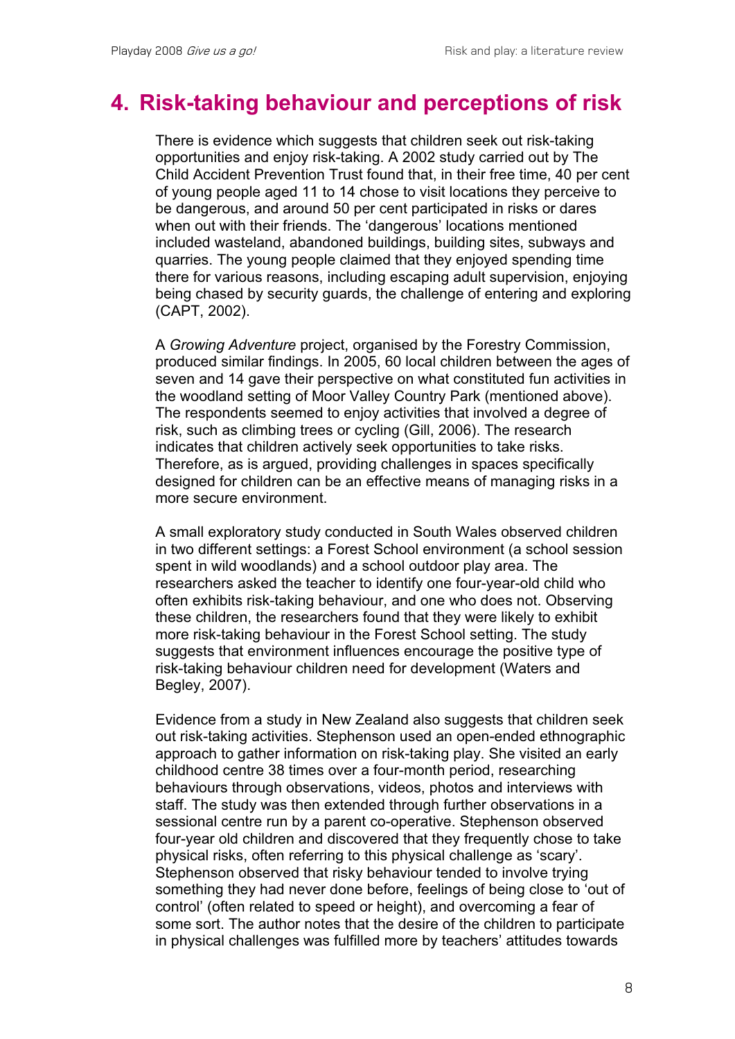# 4. Risk-taking behaviour and perceptions of risk

There is evidence which suggests that children seek out risk-taking opportunities and enjoy risk-taking. A 2002 study carried out by The Child Accident Prevention Trust found that, in their free time, 40 per cent of young people aged 11 to 14 chose to visit locations they perceive to be dangerous, and around 50 per cent participated in risks or dares when out with their friends. The 'dangerous' locations mentioned included wasteland, abandoned buildings, building sites, subways and quarries. The young people claimed that they enjoyed spending time there for various reasons, including escaping adult supervision, enjoying being chased by security guards, the challenge of entering and exploring (CAPT, 2002).

A *Growing Adventure* project, organised by the Forestry Commission, produced similar findings. In 2005, 60 local children between the ages of seven and 14 gave their perspective on what constituted fun activities in the woodland setting of Moor Valley Country Park (mentioned above). The respondents seemed to enjoy activities that involved a degree of risk, such as climbing trees or cycling (Gill, 2006). The research indicates that children actively seek opportunities to take risks. Therefore, as is argued, providing challenges in spaces specifically designed for children can be an effective means of managing risks in a more secure environment.

A small exploratory study conducted in South Wales observed children in two different settings: a Forest School environment (a school session spent in wild woodlands) and a school outdoor play area. The researchers asked the teacher to identify one four-year-old child who often exhibits risk-taking behaviour, and one who does not. Observing these children, the researchers found that they were likely to exhibit more risk-taking behaviour in the Forest School setting. The study suggests that environment influences encourage the positive type of risk-taking behaviour children need for development (Waters and Begley, 2007).

Evidence from a study in New Zealand also suggests that children seek out risk-taking activities. Stephenson used an open-ended ethnographic approach to gather information on risk-taking play. She visited an early childhood centre 38 times over a four-month period, researching behaviours through observations, videos, photos and interviews with staff. The study was then extended through further observations in a sessional centre run by a parent co-operative. Stephenson observed four-year old children and discovered that they frequently chose to take physical risks, often referring to this physical challenge as 'scary'. Stephenson observed that risky behaviour tended to involve trying something they had never done before, feelings of being close to 'out of control' (often related to speed or height), and overcoming a fear of some sort. The author notes that the desire of the children to participate in physical challenges was fulfilled more by teachers' attitudes towards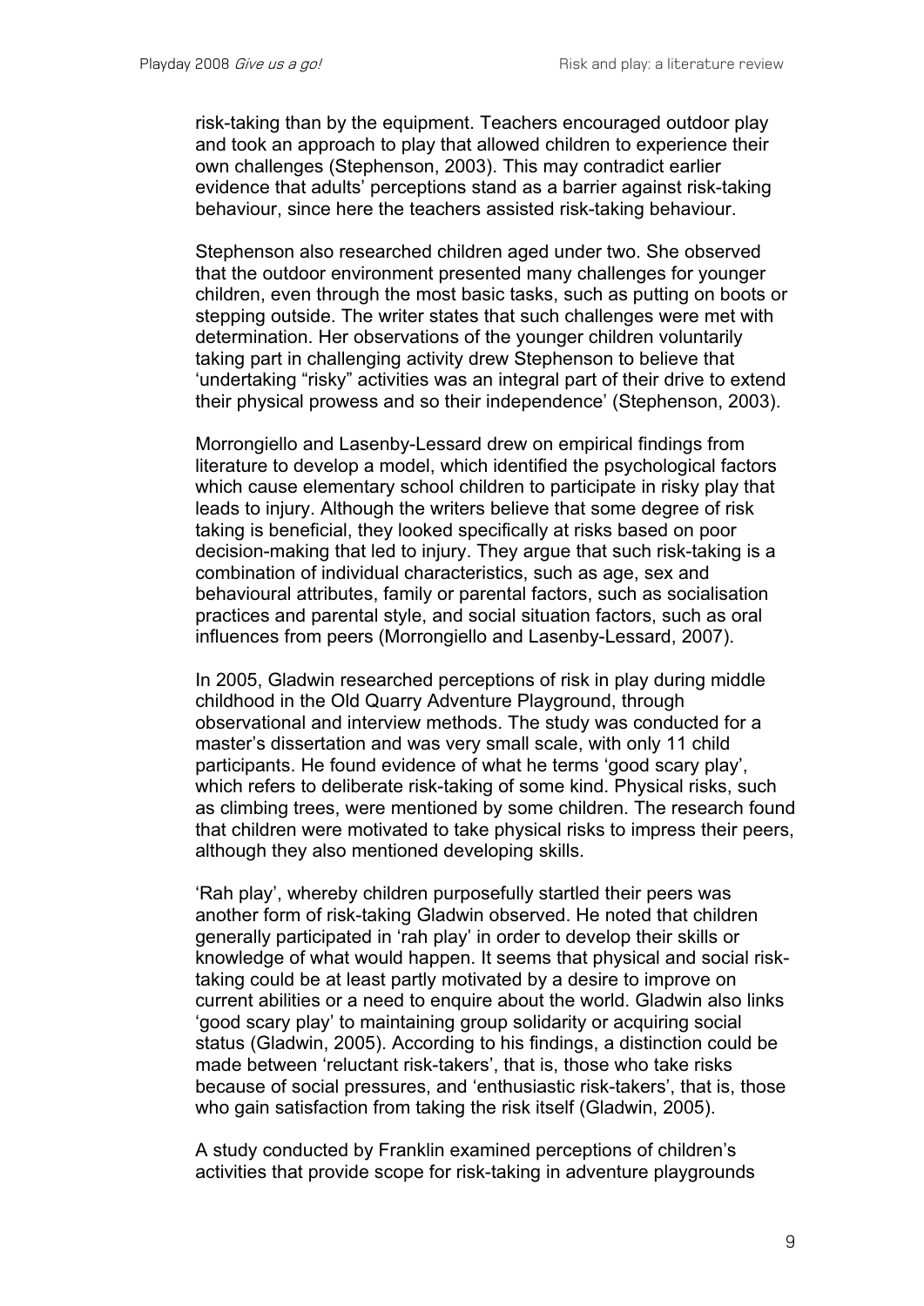risk-taking than by the equipment. Teachers encouraged outdoor play and took an approach to play that allowed children to experience their own challenges (Stephenson, 2003). This may contradict earlier evidence that adults' perceptions stand as a barrier against risk-taking behaviour, since here the teachers assisted risk-taking behaviour.

Stephenson also researched children aged under two. She observed that the outdoor environment presented many challenges for younger children, even through the most basic tasks, such as putting on boots or stepping outside. The writer states that such challenges were met with determination. Her observations of the younger children voluntarily taking part in challenging activity drew Stephenson to believe that 'undertaking "risky" activities was an integral part of their drive to extend their physical prowess and so their independence' (Stephenson, 2003).

Morrongiello and Lasenby-Lessard drew on empirical findings from literature to develop a model, which identified the psychological factors which cause elementary school children to participate in risky play that leads to injury. Although the writers believe that some degree of risk taking is beneficial, they looked specifically at risks based on poor decision-making that led to injury. They argue that such risk-taking is a combination of individual characteristics, such as age, sex and behavioural attributes, family or parental factors, such as socialisation practices and parental style, and social situation factors, such as oral influences from peers (Morrongiello and Lasenby-Lessard, 2007).

In 2005, Gladwin researched perceptions of risk in play during middle childhood in the Old Quarry Adventure Playground, through observational and interview methods. The study was conducted for a master's dissertation and was very small scale, with only 11 child participants. He found evidence of what he terms 'good scary play', which refers to deliberate risk-taking of some kind. Physical risks, such as climbing trees, were mentioned by some children. The research found that children were motivated to take physical risks to impress their peers, although they also mentioned developing skills.

'Rah play', whereby children purposefully startled their peers was another form of risk-taking Gladwin observed. He noted that children generally participated in 'rah play' in order to develop their skills or knowledge of what would happen. It seems that physical and social risk-taking could be at least partly motivated by a desire to improve on current abilities or a need to enquire about the world. Gladwin also links 'good scary play' to maintaining group solidarity or acquiring social status (Gladwin, 2005). According to his findings, a distinction could be made between 'reluctant risk-takers', that is, those who take risks because of social pressures, and 'enthusiastic risk-takers', that is, those who gain satisfaction from taking the risk itself (Gladwin, 2005).

A study conducted by Franklin examined perceptions of children's activities that provide scope for risk-taking in adventure playgrounds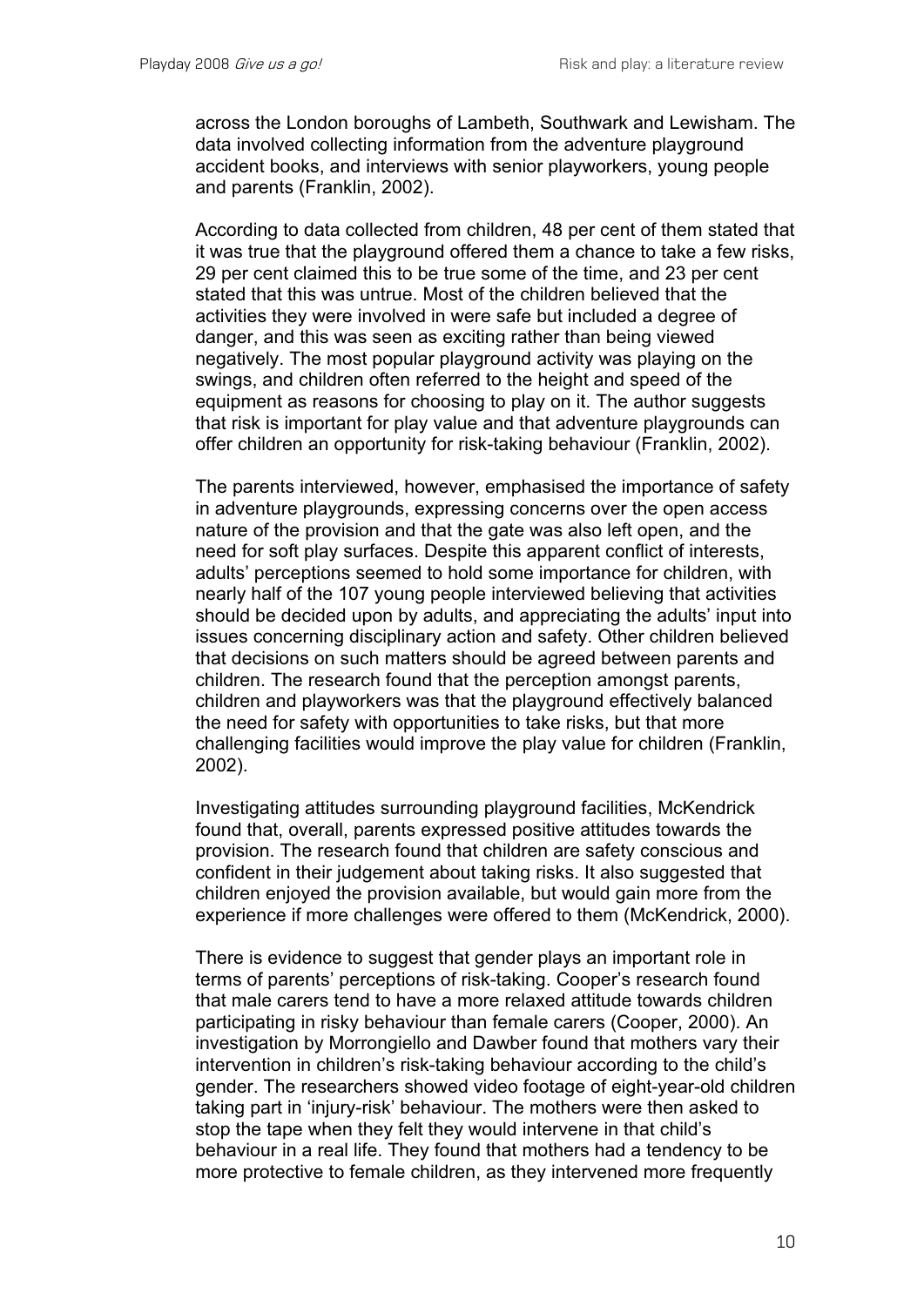across the London boroughs of Lambeth, Southwark and Lewisham. The data involved collecting information from the adventure playground accident books, and interviews with senior playworkers, young people and parents (Franklin, 2002).

According to data collected from children, 48 per cent of them stated that it was true that the playground offered them a chance to take a few risks, 29 per cent claimed this to be true some of the time, and 23 per cent stated that this was untrue. Most of the children believed that the activities they were involved in were safe but included a degree of danger, and this was seen as exciting rather than being viewed negatively. The most popular playground activity was playing on the swings, and children often referred to the height and speed of the equipment as reasons for choosing to play on it. The author suggests that risk is important for play value and that adventure playgrounds can offer children an opportunity for risk-taking behaviour (Franklin, 2002).

The parents interviewed, however, emphasised the importance of safety in adventure playgrounds, expressing concerns over the open access nature of the provision and that the gate was also left open, and the need for soft play surfaces. Despite this apparent conflict of interests, adults' perceptions seemed to hold some importance for children, with nearly half of the 107 young people interviewed believing that activities should be decided upon by adults, and appreciating the adults' input into issues concerning disciplinary action and safety. Other children believed that decisions on such matters should be agreed between parents and children. The research found that the perception amongst parents, children and playworkers was that the playground effectively balanced the need for safety with opportunities to take risks, but that more challenging facilities would improve the play value for children (Franklin, 2002).

Investigating attitudes surrounding playground facilities, McKendrick found that, overall, parents expressed positive attitudes towards the provision. The research found that children are safety conscious and confident in their judgement about taking risks. It also suggested that children enjoyed the provision available, but would gain more from the experience if more challenges were offered to them (McKendrick, 2000).

There is evidence to suggest that gender plays an important role in terms of parents' perceptions of risk-taking. Cooper's research found that male carers tend to have a more relaxed attitude towards children participating in risky behaviour than female carers (Cooper, 2000). An investigation by Morrongiello and Dawber found that mothers vary their intervention in children's risk-taking behaviour according to the child's gender. The researchers showed video footage of eight-year-old children taking part in 'injury-risk' behaviour. The mothers were then asked to stop the tape when they felt they would intervene in that child's behaviour in a real life. They found that mothers had a tendency to be more protective to female children, as they intervened more frequently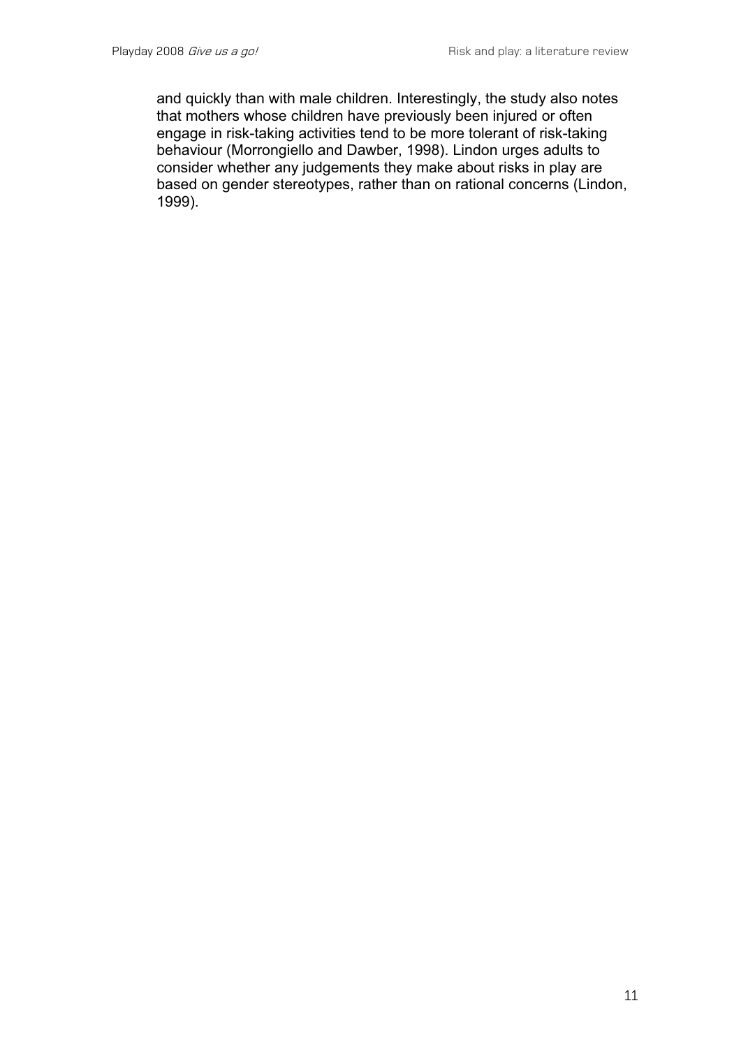and quickly than with male children. Interestingly, the study also notes that mothers whose children have previously been injured or often engage in risk-taking activities tend to be more tolerant of risk-taking behaviour (Morrongiello and Dawber, 1998). Lindon urges adults to consider whether any judgements they make about risks in play are based on gender stereotypes, rather than on rational concerns (Lindon, 1999).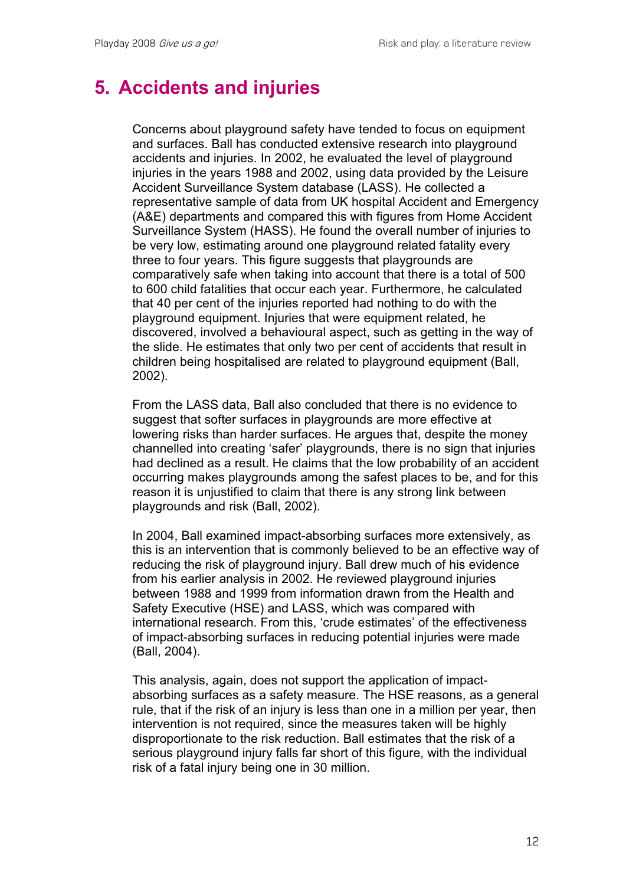## 5. Accidents and injuries

Concerns about playground safety have tended to focus on equipment and surfaces. Ball has conducted extensive research into playground accidents and injuries. In 2002, he evaluated the level of playground injuries in the years 1988 and 2002, using data provided by the Leisure Accident Surveillance System database (LASS). He collected a representative sample of data from UK hospital Accident and Emergency (A&E) departments and compared this with figures from Home Accident Surveillance System (HASS). He found the overall number of injuries to be very low, estimating around one playground related fatality every three to four years. This figure suggests that playgrounds are comparatively safe when taking into account that there is a total of 500 to 600 child fatalities that occur each year. Furthermore, he calculated that 40 per cent of the injuries reported had nothing to do with the playground equipment. Injuries that were equipment related, he discovered, involved a behavioural aspect, such as getting in the way of the slide. He estimates that only two per cent of accidents that result in children being hospitalised are related to playground equipment (Ball, 2002).

From the LASS data, Ball also concluded that there is no evidence to suggest that softer surfaces in playgrounds are more effective at lowering risks than harder surfaces. He argues that, despite the money channelled into creating 'safer' playgrounds, there is no sign that injuries had declined as a result. He claims that the low probability of an accident occurring makes playgrounds among the safest places to be, and for this reason it is unjustified to claim that there is any strong link between playgrounds and risk (Ball, 2002).

In 2004, Ball examined impact-absorbing surfaces more extensively, as this is an intervention that is commonly believed to be an effective way of reducing the risk of playground injury. Ball drew much of his evidence from his earlier analysis in 2002. He reviewed playground injuries between 1988 and 1999 from information drawn from the Health and Safety Executive (HSE) and LASS, which was compared with international research. From this, 'crude estimates' of the effectiveness of impact-absorbing surfaces in reducing potential injuries were made (Ball, 2004).

This analysis, again, does not support the application of impact-absorbing surfaces as a safety measure. The HSE reasons, as a general rule, that if the risk of an injury is less than one in a million per year, then intervention is not required, since the measures taken will be highly disproportionate to the risk reduction. Ball estimates that the risk of a serious playground injury falls far short of this figure, with the individual risk of a fatal injury being one in 30 million.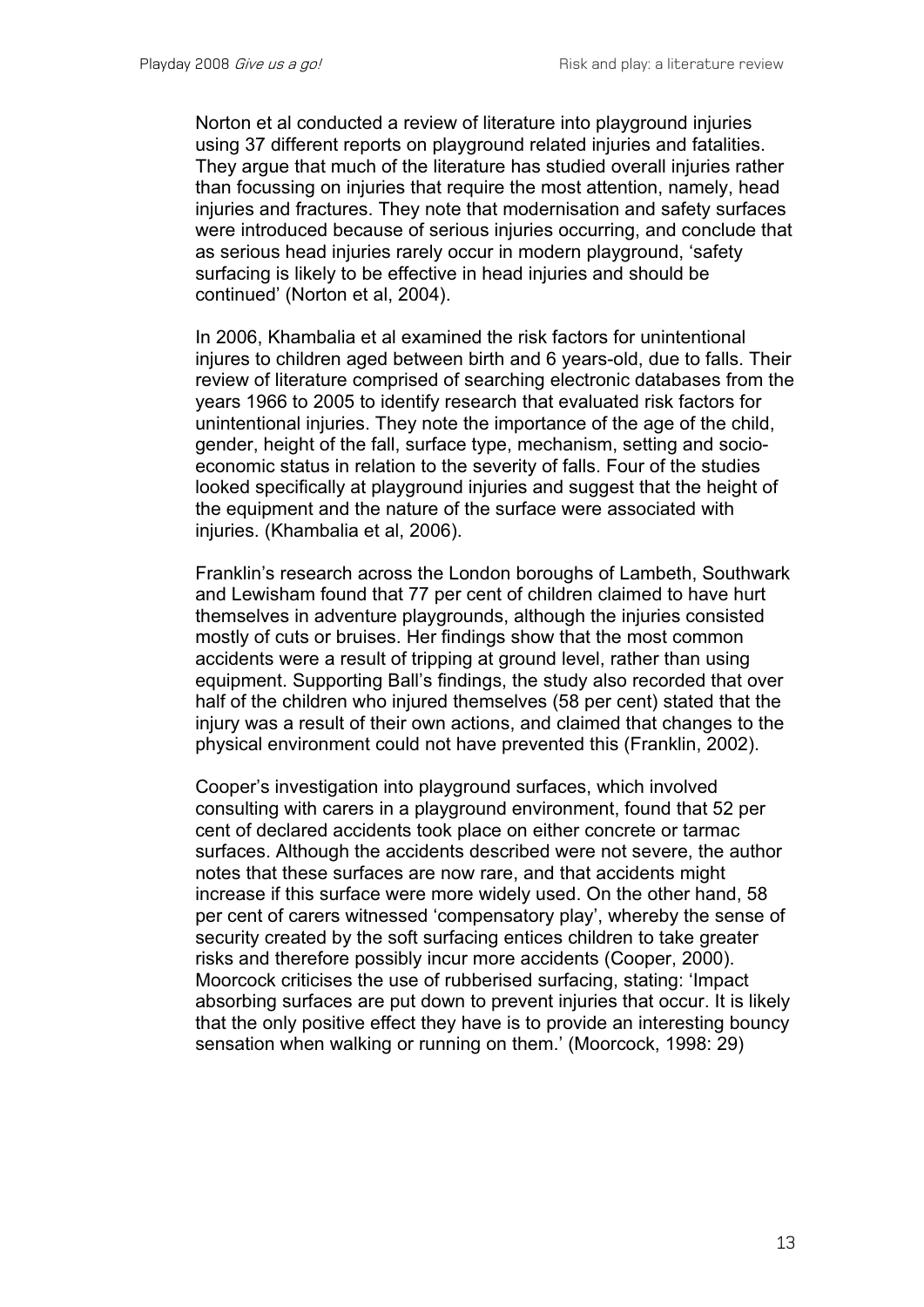Norton et al conducted a review of literature into playground injuries using 37 different reports on playground related injuries and fatalities. They argue that much of the literature has studied overall injuries rather than focussing on injuries that require the most attention, namely, head injuries and fractures. They note that modernisation and safety surfaces were introduced because of serious injuries occurring, and conclude that as serious head injuries rarely occur in modern playground, 'safety surfacing is likely to be effective in head injuries and should be continued' (Norton et al, 2004).

In 2006, Khambalia et al examined the risk factors for unintentional injures to children aged between birth and 6 years-old, due to falls. Their review of literature comprised of searching electronic databases from the years 1966 to 2005 to identify research that evaluated risk factors for unintentional injuries. They note the importance of the age of the child, gender, height of the fall, surface type, mechanism, setting and socio-economic status in relation to the severity of falls. Four of the studies looked specifically at playground injuries and suggest that the height of the equipment and the nature of the surface were associated with injuries. (Khambalia et al, 2006).

Franklin's research across the London boroughs of Lambeth, Southwark and Lewisham found that 77 per cent of children claimed to have hurt themselves in adventure playgrounds, although the injuries consisted mostly of cuts or bruises. Her findings show that the most common accidents were a result of tripping at ground level, rather than using equipment. Supporting Ball's findings, the study also recorded that over half of the children who injured themselves (58 per cent) stated that the injury was a result of their own actions, and claimed that changes to the physical environment could not have prevented this (Franklin, 2002).

Cooper's investigation into playground surfaces, which involved consulting with carers in a playground environment, found that 52 per cent of declared accidents took place on either concrete or tarmac surfaces. Although the accidents described were not severe, the author notes that these surfaces are now rare, and that accidents might increase if this surface were more widely used. On the other hand, 58 per cent of carers witnessed 'compensatory play', whereby the sense of security created by the soft surfacing entices children to take greater risks and therefore possibly incur more accidents (Cooper, 2000). Moorcock criticises the use of rubberised surfacing, stating: 'Impact absorbing surfaces are put down to prevent injuries that occur. It is likely that the only positive effect they have is to provide an interesting bouncy sensation when walking or running on them.' (Moorcock, 1998: 29)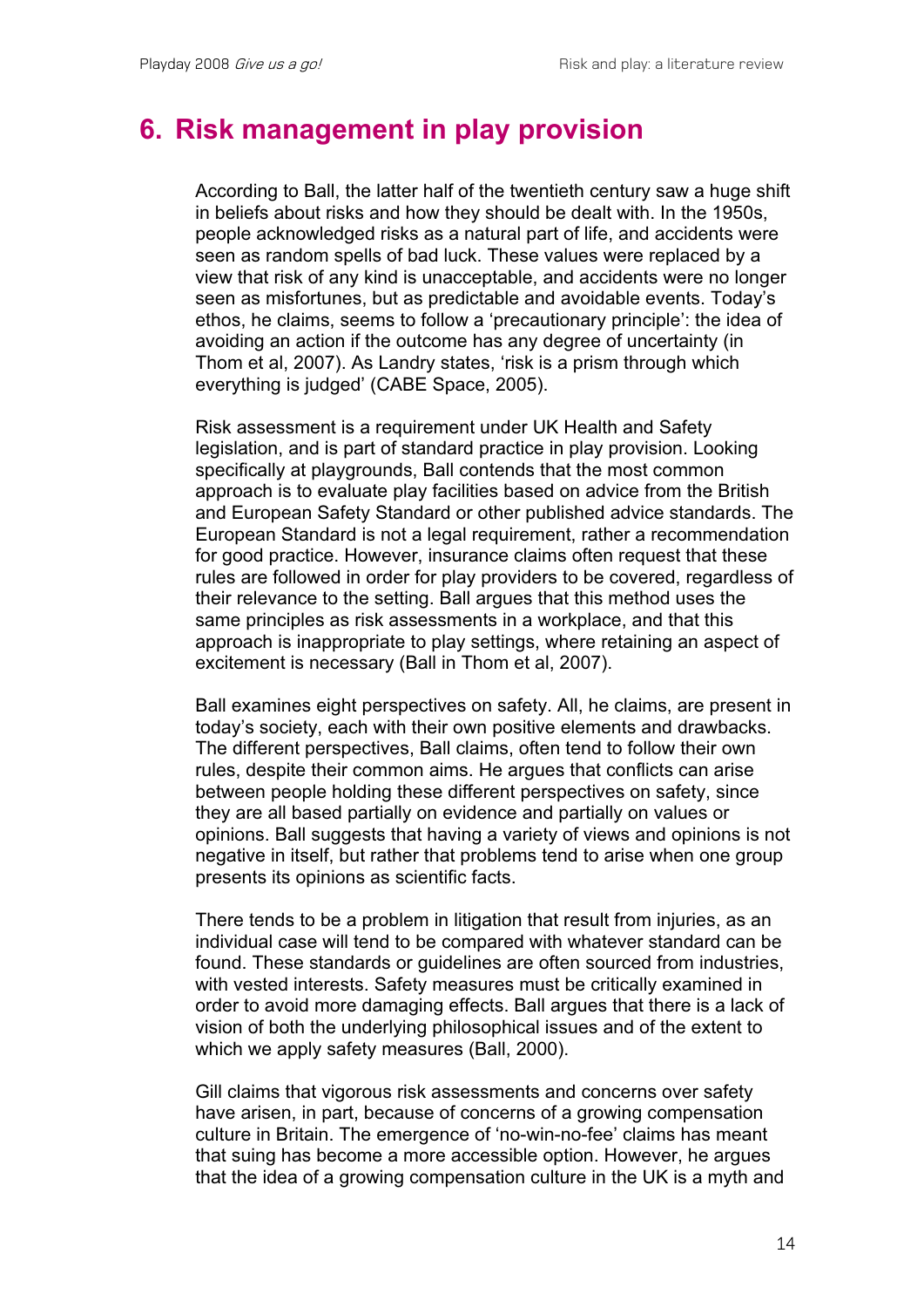# 6. Risk management in play provision

According to Ball, the latter half of the twentieth century saw a huge shift in beliefs about risks and how they should be dealt with. In the 1950s, people acknowledged risks as a natural part of life, and accidents were seen as random spells of bad luck. These values were replaced by a view that risk of any kind is unacceptable, and accidents were no longer seen as misfortunes, but as predictable and avoidable events. Today's ethos, he claims, seems to follow a 'precautionary principle': the idea of avoiding an action if the outcome has any degree of uncertainty (in Thom et al, 2007). As Landry states, 'risk is a prism through which everything is judged' (CABE Space, 2005).

Risk assessment is a requirement under UK Health and Safety legislation, and is part of standard practice in play provision. Looking specifically at playgrounds, Ball contends that the most common approach is to evaluate play facilities based on advice from the British and European Safety Standard or other published advice standards. The European Standard is not a legal requirement, rather a recommendation for good practice. However, insurance claims often request that these rules are followed in order for play providers to be covered, regardless of their relevance to the setting. Ball argues that this method uses the same principles as risk assessments in a workplace, and that this approach is inappropriate to play settings, where retaining an aspect of excitement is necessary (Ball in Thom et al, 2007).

Ball examines eight perspectives on safety. All, he claims, are present in today's society, each with their own positive elements and drawbacks. The different perspectives, Ball claims, often tend to follow their own rules, despite their common aims. He argues that conflicts can arise between people holding these different perspectives on safety, since they are all based partially on evidence and partially on values or opinions. Ball suggests that having a variety of views and opinions is not negative in itself, but rather that problems tend to arise when one group presents its opinions as scientific facts.

There tends to be a problem in litigation that result from injuries, as an individual case will tend to be compared with whatever standard can be found. These standards or guidelines are often sourced from industries, with vested interests. Safety measures must be critically examined in order to avoid more damaging effects. Ball argues that there is a lack of vision of both the underlying philosophical issues and of the extent to which we apply safety measures (Ball, 2000).

Gill claims that vigorous risk assessments and concerns over safety have arisen, in part, because of concerns of a growing compensation culture in Britain. The emergence of 'no-win-no-fee' claims has meant that suing has become a more accessible option. However, he argues that the idea of a growing compensation culture in the UK is a myth and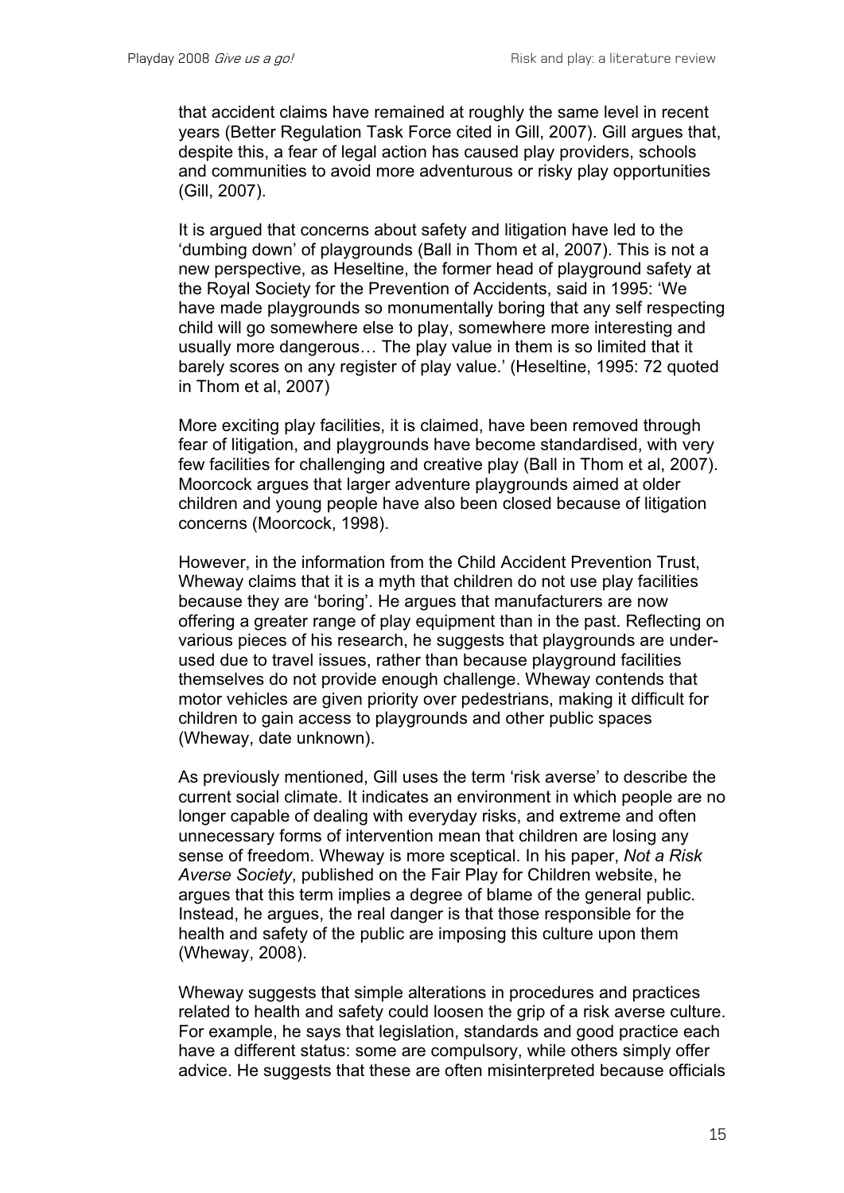that accident claims have remained at roughly the same level in recent years (Better Regulation Task Force cited in Gill, 2007). Gill argues that, despite this, a fear of legal action has caused play providers, schools and communities to avoid more adventurous or risky play opportunities (Gill, 2007).

It is argued that concerns about safety and litigation have led to the 'dumbing down' of playgrounds (Ball in Thom et al, 2007). This is not a new perspective, as Heseltine, the former head of playground safety at the Royal Society for the Prevention of Accidents, said in 1995: 'We have made playgrounds so monumentally boring that any self respecting child will go somewhere else to play, somewhere more interesting and usually more dangerous… The play value in them is so limited that it barely scores on any register of play value.' (Heseltine, 1995: 72 quoted in Thom et al, 2007)

More exciting play facilities, it is claimed, have been removed through fear of litigation, and playgrounds have become standardised, with very few facilities for challenging and creative play (Ball in Thom et al, 2007). Moorcock argues that larger adventure playgrounds aimed at older children and young people have also been closed because of litigation concerns (Moorcock, 1998).

However, in the information from the Child Accident Prevention Trust, Wheway claims that it is a myth that children do not use play facilities because they are 'boring'. He argues that manufacturers are now offering a greater range of play equipment than in the past. Reflecting on various pieces of his research, he suggests that playgrounds are under-used due to travel issues, rather than because playground facilities themselves do not provide enough challenge. Wheway contends that motor vehicles are given priority over pedestrians, making it difficult for children to gain access to playgrounds and other public spaces (Wheway, date unknown).

As previously mentioned, Gill uses the term 'risk averse' to describe the current social climate. It indicates an environment in which people are no longer capable of dealing with everyday risks, and extreme and often unnecessary forms of intervention mean that children are losing any sense of freedom. Wheway is more sceptical. In his paper, *Not a Risk Averse Society*, published on the Fair Play for Children website, he argues that this term implies a degree of blame of the general public. Instead, he argues, the real danger is that those responsible for the health and safety of the public are imposing this culture upon them (Wheway, 2008).

Wheway suggests that simple alterations in procedures and practices related to health and safety could loosen the grip of a risk averse culture. For example, he says that legislation, standards and good practice each have a different status: some are compulsory, while others simply offer advice. He suggests that these are often misinterpreted because officials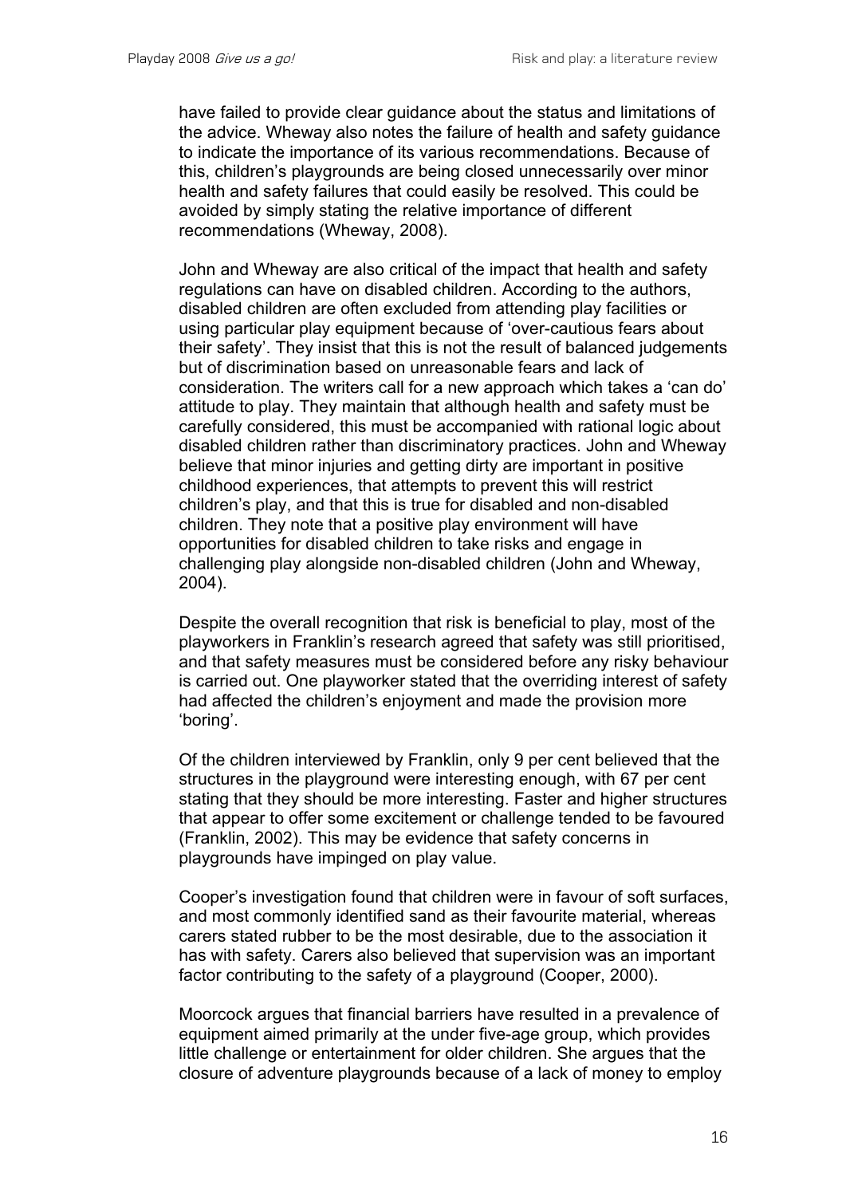have failed to provide clear guidance about the status and limitations of the advice. Wheway also notes the failure of health and safety guidance to indicate the importance of its various recommendations. Because of this, children's playgrounds are being closed unnecessarily over minor health and safety failures that could easily be resolved. This could be avoided by simply stating the relative importance of different recommendations (Wheway, 2008).

John and Wheway are also critical of the impact that health and safety regulations can have on disabled children. According to the authors, disabled children are often excluded from attending play facilities or using particular play equipment because of 'over-cautious fears about their safety'. They insist that this is not the result of balanced judgements but of discrimination based on unreasonable fears and lack of consideration. The writers call for a new approach which takes a 'can do' attitude to play. They maintain that although health and safety must be carefully considered, this must be accompanied with rational logic about disabled children rather than discriminatory practices. John and Wheway believe that minor injuries and getting dirty are important in positive childhood experiences, that attempts to prevent this will restrict children's play, and that this is true for disabled and non-disabled children. They note that a positive play environment will have opportunities for disabled children to take risks and engage in challenging play alongside non-disabled children (John and Wheway, 2004).

Despite the overall recognition that risk is beneficial to play, most of the playworkers in Franklin's research agreed that safety was still prioritised, and that safety measures must be considered before any risky behaviour is carried out. One playworker stated that the overriding interest of safety had affected the children's enjoyment and made the provision more 'boring'.

Of the children interviewed by Franklin, only 9 per cent believed that the structures in the playground were interesting enough, with 67 per cent stating that they should be more interesting. Faster and higher structures that appear to offer some excitement or challenge tended to be favoured (Franklin, 2002). This may be evidence that safety concerns in playgrounds have impinged on play value.

Cooper's investigation found that children were in favour of soft surfaces, and most commonly identified sand as their favourite material, whereas carers stated rubber to be the most desirable, due to the association it has with safety. Carers also believed that supervision was an important factor contributing to the safety of a playground (Cooper, 2000).

Moorcock argues that financial barriers have resulted in a prevalence of equipment aimed primarily at the under five-age group, which provides little challenge or entertainment for older children. She argues that the closure of adventure playgrounds because of a lack of money to employ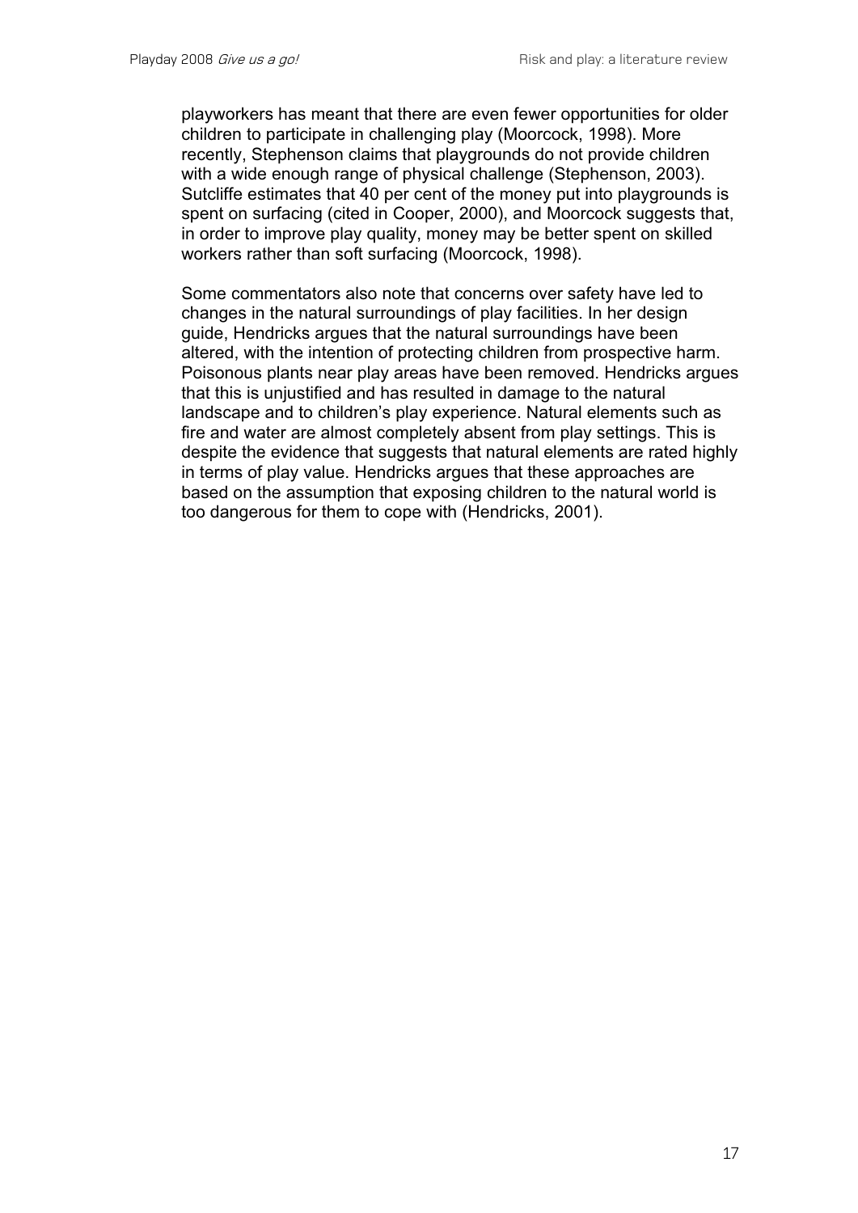playworkers has meant that there are even fewer opportunities for older children to participate in challenging play (Moorcock, 1998). More recently, Stephenson claims that playgrounds do not provide children with a wide enough range of physical challenge (Stephenson, 2003). Sutcliffe estimates that 40 per cent of the money put into playgrounds is spent on surfacing (cited in Cooper, 2000), and Moorcock suggests that, in order to improve play quality, money may be better spent on skilled workers rather than soft surfacing (Moorcock, 1998).

Some commentators also note that concerns over safety have led to changes in the natural surroundings of play facilities. In her design guide, Hendricks argues that the natural surroundings have been altered, with the intention of protecting children from prospective harm. Poisonous plants near play areas have been removed. Hendricks argues that this is unjustified and has resulted in damage to the natural landscape and to children's play experience. Natural elements such as fire and water are almost completely absent from play settings. This is despite the evidence that suggests that natural elements are rated highly in terms of play value. Hendricks argues that these approaches are based on the assumption that exposing children to the natural world is too dangerous for them to cope with (Hendricks, 2001).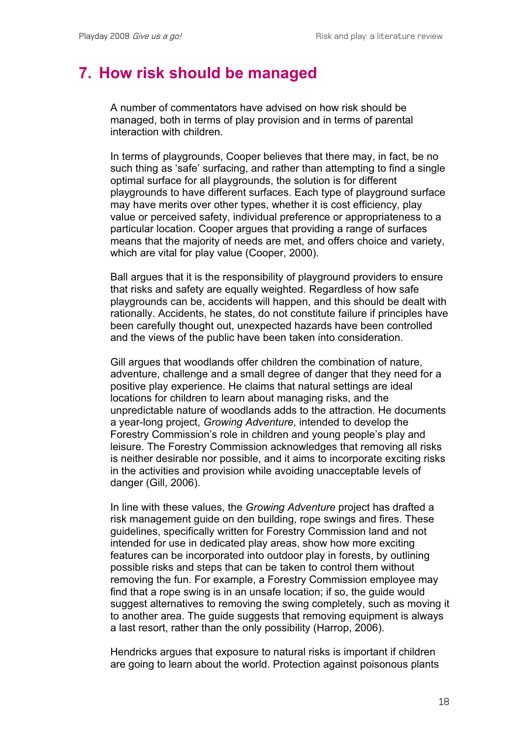## 7. How risk should be managed

A number of commentators have advised on how risk should be managed, both in terms of play provision and in terms of parental interaction with children.

In terms of playgrounds, Cooper believes that there may, in fact, be no such thing as 'safe' surfacing, and rather than attempting to find a single optimal surface for all playgrounds, the solution is for different playgrounds to have different surfaces. Each type of playground surface may have merits over other types, whether it is cost efficiency, play value or perceived safety, individual preference or appropriateness to a particular location. Cooper argues that providing a range of surfaces means that the majority of needs are met, and offers choice and variety, which are vital for play value (Cooper, 2000).

Ball argues that it is the responsibility of playground providers to ensure that risks and safety are equally weighted. Regardless of how safe playgrounds can be, accidents will happen, and this should be dealt with rationally. Accidents, he states, do not constitute failure if principles have been carefully thought out, unexpected hazards have been controlled and the views of the public have been taken into consideration.

Gill argues that woodlands offer children the combination of nature, adventure, challenge and a small degree of danger that they need for a positive play experience. He claims that natural settings are ideal locations for children to learn about managing risks, and the unpredictable nature of woodlands adds to the attraction. He documents a year-long project, *Growing Adventure*, intended to develop the Forestry Commission's role in children and young people's play and leisure. The Forestry Commission acknowledges that removing all risks is neither desirable nor possible, and it aims to incorporate exciting risks in the activities and provision while avoiding unacceptable levels of danger (Gill, 2006).

In line with these values, the *Growing Adventure* project has drafted a risk management guide on den building, rope swings and fires. These guidelines, specifically written for Forestry Commission land and not intended for use in dedicated play areas, show how more exciting features can be incorporated into outdoor play in forests, by outlining possible risks and steps that can be taken to control them without removing the fun. For example, a Forestry Commission employee may find that a rope swing is in an unsafe location; if so, the guide would suggest alternatives to removing the swing completely, such as moving it to another area. The guide suggests that removing equipment is always a last resort, rather than the only possibility (Harrop, 2006).

Hendricks argues that exposure to natural risks is important if children are going to learn about the world. Protection against poisonous plants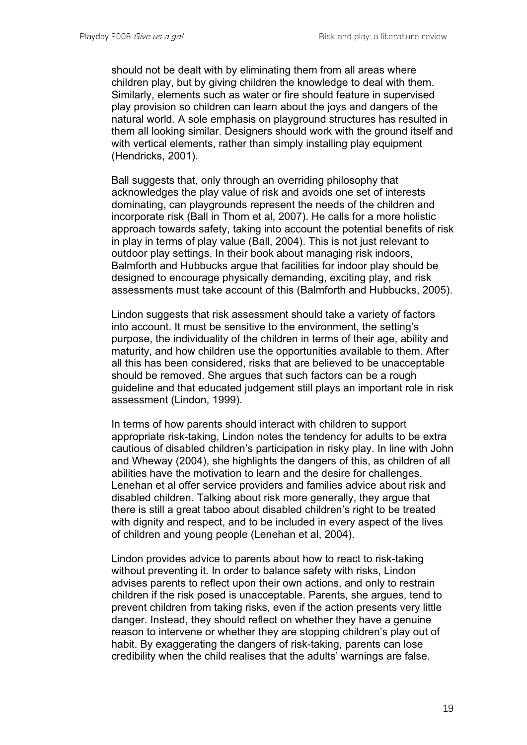should not be dealt with by eliminating them from all areas where children play, but by giving children the knowledge to deal with them. Similarly, elements such as water or fire should feature in supervised play provision so children can learn about the joys and dangers of the natural world. A sole emphasis on playground structures has resulted in them all looking similar. Designers should work with the ground itself and with vertical elements, rather than simply installing play equipment (Hendricks, 2001).

Ball suggests that, only through an overriding philosophy that acknowledges the play value of risk and avoids one set of interests dominating, can playgrounds represent the needs of the children and incorporate risk (Ball in Thom et al, 2007). He calls for a more holistic approach towards safety, taking into account the potential benefits of risk in play in terms of play value (Ball, 2004). This is not just relevant to outdoor play settings. In their book about managing risk indoors, Balmforth and Hubbucks argue that facilities for indoor play should be designed to encourage physically demanding, exciting play, and risk assessments must take account of this (Balmforth and Hubbucks, 2005).

Lindon suggests that risk assessment should take a variety of factors into account. It must be sensitive to the environment, the setting's purpose, the individuality of the children in terms of their age, ability and maturity, and how children use the opportunities available to them. After all this has been considered, risks that are believed to be unacceptable should be removed. She argues that such factors can be a rough guideline and that educated judgement still plays an important role in risk assessment (Lindon, 1999).

In terms of how parents should interact with children to support appropriate risk-taking, Lindon notes the tendency for adults to be extra cautious of disabled children's participation in risky play. In line with John and Wheway (2004), she highlights the dangers of this, as children of all abilities have the motivation to learn and the desire for challenges. Lenehan et al offer service providers and families advice about risk and disabled children. Talking about risk more generally, they argue that there is still a great taboo about disabled children's right to be treated with dignity and respect, and to be included in every aspect of the lives of children and young people (Lenehan et al, 2004).

Lindon provides advice to parents about how to react to risk-taking without preventing it. In order to balance safety with risks, Lindon advises parents to reflect upon their own actions, and only to restrain children if the risk posed is unacceptable. Parents, she argues, tend to prevent children from taking risks, even if the action presents very little danger. Instead, they should reflect on whether they have a genuine reason to intervene or whether they are stopping children's play out of habit. By exaggerating the dangers of risk-taking, parents can lose credibility when the child realises that the adults' warnings are false.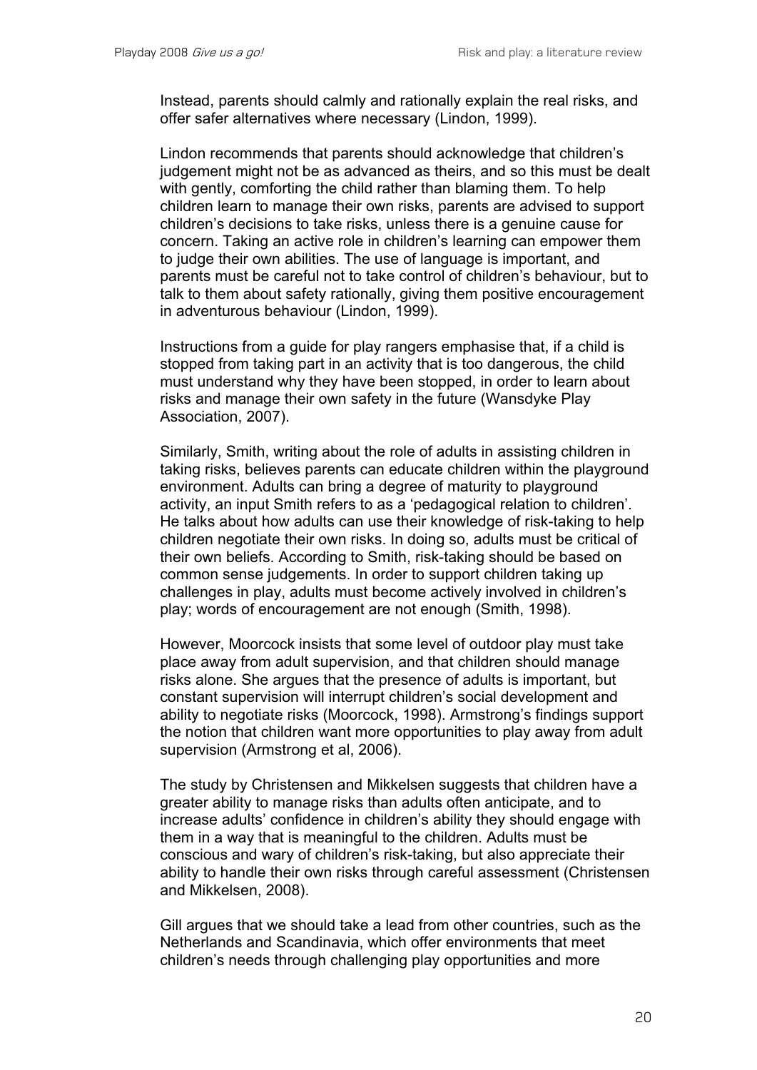Instead, parents should calmly and rationally explain the real risks, and offer safer alternatives where necessary (Lindon, 1999).

Lindon recommends that parents should acknowledge that children's judgement might not be as advanced as theirs, and so this must be dealt with gently, comforting the child rather than blaming them. To help children learn to manage their own risks, parents are advised to support children's decisions to take risks, unless there is a genuine cause for concern. Taking an active role in children's learning can empower them to judge their own abilities. The use of language is important, and parents must be careful not to take control of children's behaviour, but to talk to them about safety rationally, giving them positive encouragement in adventurous behaviour (Lindon, 1999).

Instructions from a guide for play rangers emphasise that, if a child is stopped from taking part in an activity that is too dangerous, the child must understand why they have been stopped, in order to learn about risks and manage their own safety in the future (Wansdyke Play Association, 2007).

Similarly, Smith, writing about the role of adults in assisting children in taking risks, believes parents can educate children within the playground environment. Adults can bring a degree of maturity to playground activity, an input Smith refers to as a 'pedagogical relation to children'. He talks about how adults can use their knowledge of risk-taking to help children negotiate their own risks. In doing so, adults must be critical of their own beliefs. According to Smith, risk-taking should be based on common sense judgements. In order to support children taking up challenges in play, adults must become actively involved in children's play; words of encouragement are not enough (Smith, 1998).

However, Moorcock insists that some level of outdoor play must take place away from adult supervision, and that children should manage risks alone. She argues that the presence of adults is important, but constant supervision will interrupt children's social development and ability to negotiate risks (Moorcock, 1998). Armstrong's findings support the notion that children want more opportunities to play away from adult supervision (Armstrong et al, 2006).

The study by Christensen and Mikkelsen suggests that children have a greater ability to manage risks than adults often anticipate, and to increase adults' confidence in children's ability they should engage with them in a way that is meaningful to the children. Adults must be conscious and wary of children's risk-taking, but also appreciate their ability to handle their own risks through careful assessment (Christensen and Mikkelsen, 2008).

Gill argues that we should take a lead from other countries, such as the Netherlands and Scandinavia, which offer environments that meet children's needs through challenging play opportunities and more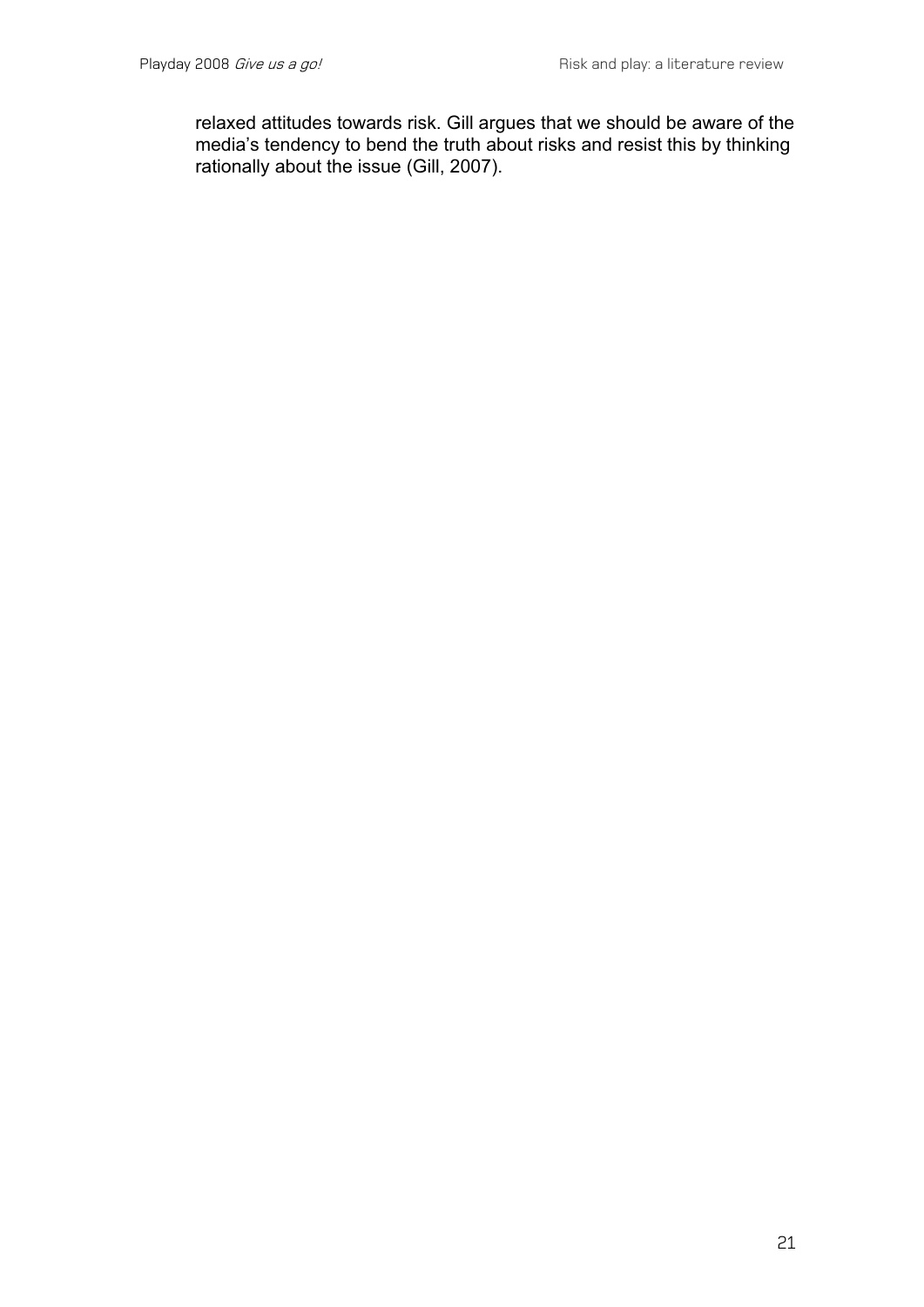relaxed attitudes towards risk. Gill argues that we should be aware of the media's tendency to bend the truth about risks and resist this by thinking rationally about the issue (Gill, 2007).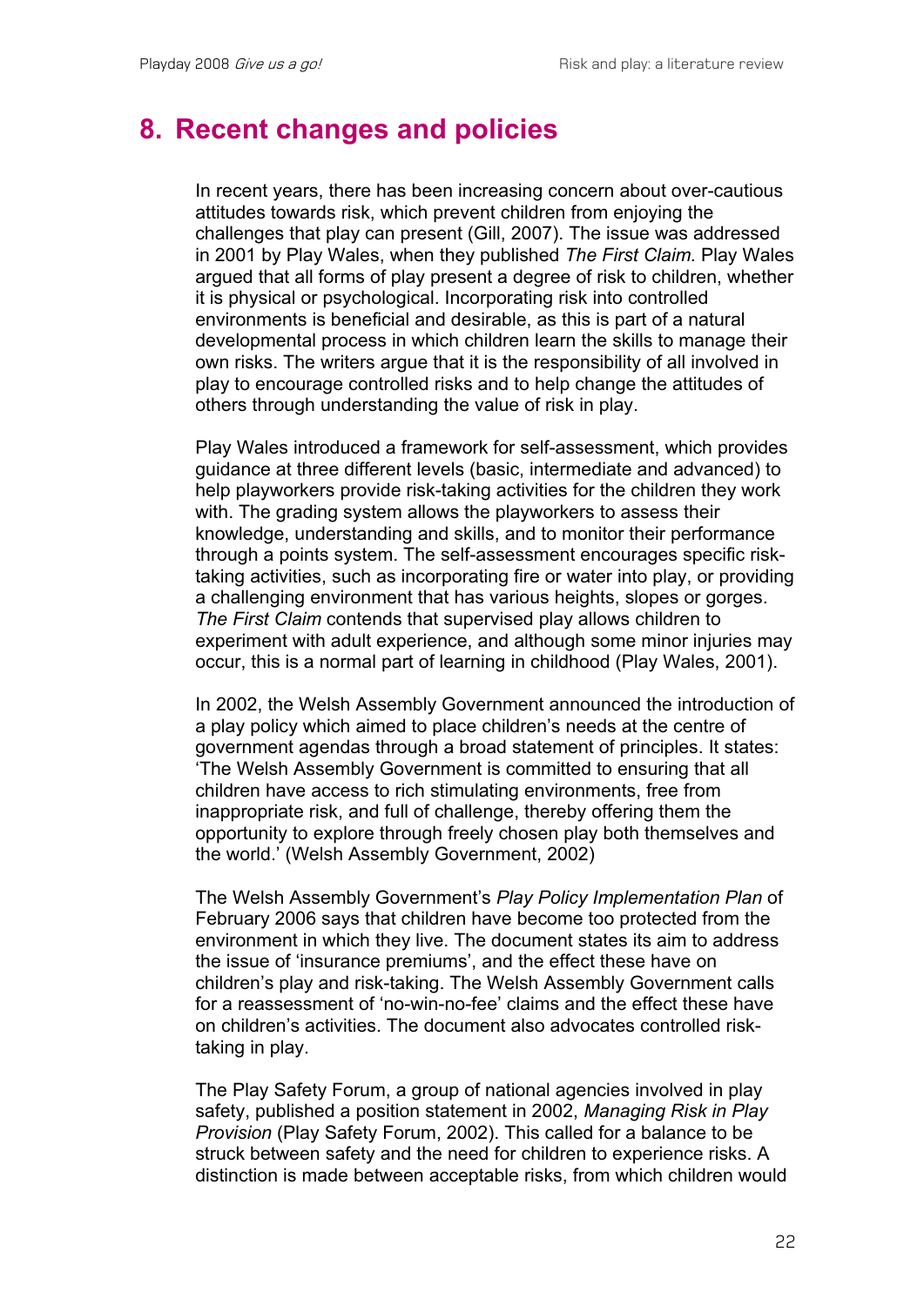## 8. Recent changes and policies

In recent years, there has been increasing concern about over-cautious attitudes towards risk, which prevent children from enjoying the challenges that play can present (Gill, 2007). The issue was addressed in 2001 by Play Wales, when they published *The First Claim.* Play Wales argued that all forms of play present a degree of risk to children, whether it is physical or psychological. Incorporating risk into controlled environments is beneficial and desirable, as this is part of a natural developmental process in which children learn the skills to manage their own risks. The writers argue that it is the responsibility of all involved in play to encourage controlled risks and to help change the attitudes of others through understanding the value of risk in play.

Play Wales introduced a framework for self-assessment, which provides guidance at three different levels (basic, intermediate and advanced) to help playworkers provide risk-taking activities for the children they work with. The grading system allows the playworkers to assess their knowledge, understanding and skills, and to monitor their performance through a points system. The self-assessment encourages specific risk-taking activities, such as incorporating fire or water into play, or providing a challenging environment that has various heights, slopes or gorges. *The First Claim* contends that supervised play allows children to experiment with adult experience, and although some minor injuries may occur, this is a normal part of learning in childhood (Play Wales, 2001).

In 2002, the Welsh Assembly Government announced the introduction of a play policy which aimed to place children's needs at the centre of government agendas through a broad statement of principles. It states: 'The Welsh Assembly Government is committed to ensuring that all children have access to rich stimulating environments, free from inappropriate risk, and full of challenge, thereby offering them the opportunity to explore through freely chosen play both themselves and the world.' (Welsh Assembly Government, 2002)

The Welsh Assembly Government's *Play Policy Implementation Plan* of February 2006 says that children have become too protected from the environment in which they live. The document states its aim to address the issue of 'insurance premiums', and the effect these have on children's play and risk-taking. The Welsh Assembly Government calls for a reassessment of 'no-win-no-fee' claims and the effect these have on children's activities. The document also advocates controlled risk-taking in play.

The Play Safety Forum, a group of national agencies involved in play safety, published a position statement in 2002, *Managing Risk in Play Provision* (Play Safety Forum, 2002). This called for a balance to be struck between safety and the need for children to experience risks. A distinction is made between acceptable risks, from which children would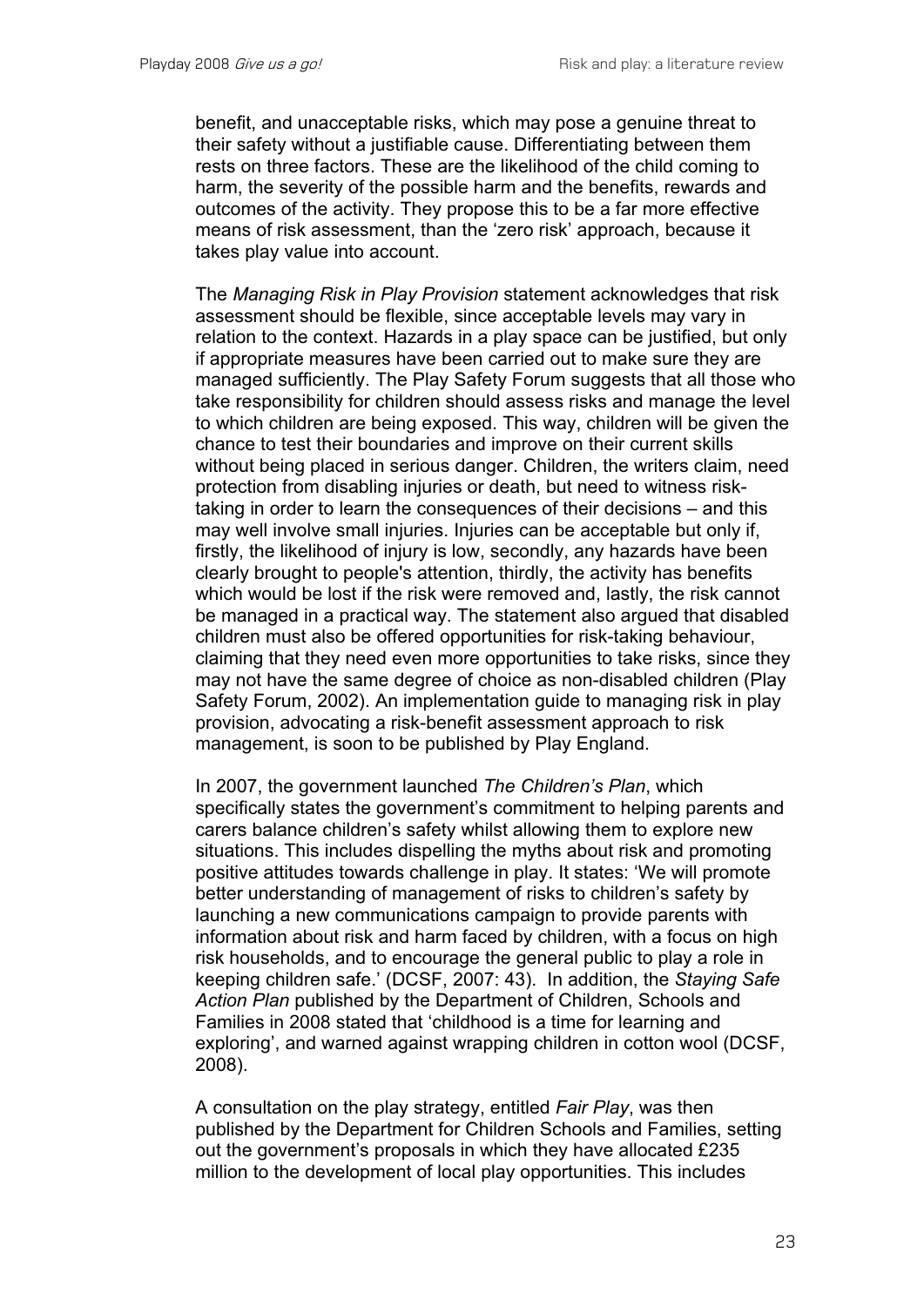benefit, and unacceptable risks, which may pose a genuine threat to their safety without a justifiable cause. Differentiating between them rests on three factors. These are the likelihood of the child coming to harm, the severity of the possible harm and the benefits, rewards and outcomes of the activity. They propose this to be a far more effective means of risk assessment, than the 'zero risk' approach, because it takes play value into account.

The *Managing Risk in Play Provision* statement acknowledges that risk assessment should be flexible, since acceptable levels may vary in relation to the context. Hazards in a play space can be justified, but only if appropriate measures have been carried out to make sure they are managed sufficiently. The Play Safety Forum suggests that all those who take responsibility for children should assess risks and manage the level to which children are being exposed. This way, children will be given the chance to test their boundaries and improve on their current skills without being placed in serious danger. Children, the writers claim, need protection from disabling injuries or death, but need to witness risk-taking in order to learn the consequences of their decisions – and this may well involve small injuries. Injuries can be acceptable but only if, firstly, the likelihood of injury is low, secondly, any hazards have been clearly brought to people's attention, thirdly, the activity has benefits which would be lost if the risk were removed and, lastly, the risk cannot be managed in a practical way. The statement also argued that disabled children must also be offered opportunities for risk-taking behaviour, claiming that they need even more opportunities to take risks, since they may not have the same degree of choice as non-disabled children (Play Safety Forum, 2002). An implementation guide to managing risk in play provision, advocating a risk-benefit assessment approach to risk management, is soon to be published by Play England.

In 2007, the government launched *The Children's Plan*, which specifically states the government's commitment to helping parents and carers balance children's safety whilst allowing them to explore new situations. This includes dispelling the myths about risk and promoting positive attitudes towards challenge in play. It states: 'We will promote better understanding of management of risks to children's safety by launching a new communications campaign to provide parents with information about risk and harm faced by children, with a focus on high risk households, and to encourage the general public to play a role in keeping children safe.' (DCSF, 2007: 43). In addition, the *Staying Safe Action Plan* published by the Department of Children, Schools and Families in 2008 stated that 'childhood is a time for learning and exploring', and warned against wrapping children in cotton wool (DCSF, 2008).

A consultation on the play strategy, entitled *Fair Play*, was then published by the Department for Children Schools and Families, setting out the government's proposals in which they have allocated £235 million to the development of local play opportunities. This includes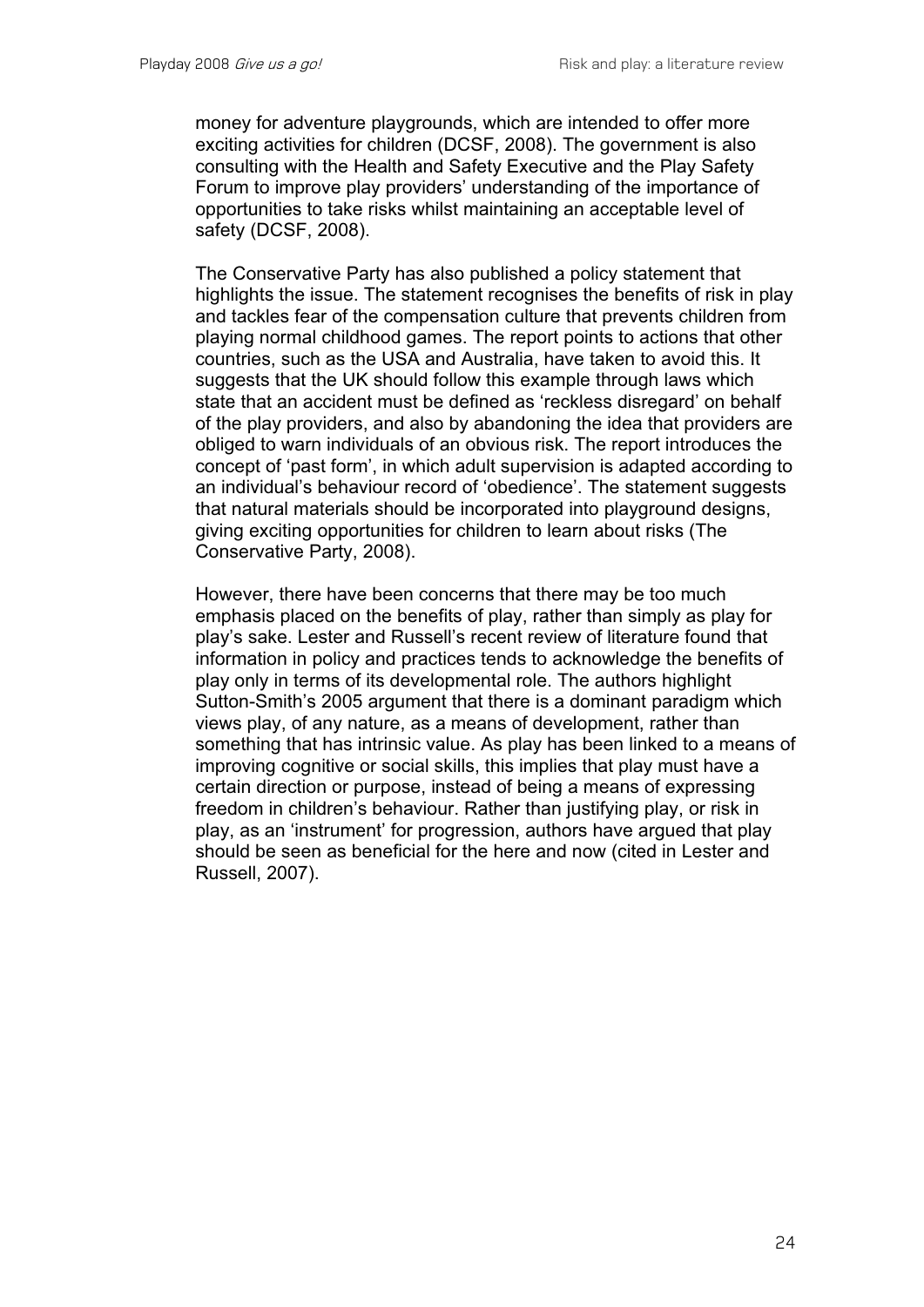money for adventure playgrounds, which are intended to offer more exciting activities for children (DCSF, 2008). The government is also consulting with the Health and Safety Executive and the Play Safety Forum to improve play providers' understanding of the importance of opportunities to take risks whilst maintaining an acceptable level of safety (DCSF, 2008).

The Conservative Party has also published a policy statement that highlights the issue. The statement recognises the benefits of risk in play and tackles fear of the compensation culture that prevents children from playing normal childhood games. The report points to actions that other countries, such as the USA and Australia, have taken to avoid this. It suggests that the UK should follow this example through laws which state that an accident must be defined as 'reckless disregard' on behalf of the play providers, and also by abandoning the idea that providers are obliged to warn individuals of an obvious risk. The report introduces the concept of 'past form', in which adult supervision is adapted according to an individual's behaviour record of 'obedience'. The statement suggests that natural materials should be incorporated into playground designs, giving exciting opportunities for children to learn about risks (The Conservative Party, 2008).

However, there have been concerns that there may be too much emphasis placed on the benefits of play, rather than simply as play for play's sake. Lester and Russell's recent review of literature found that information in policy and practices tends to acknowledge the benefits of play only in terms of its developmental role. The authors highlight Sutton-Smith's 2005 argument that there is a dominant paradigm which views play, of any nature, as a means of development, rather than something that has intrinsic value. As play has been linked to a means of improving cognitive or social skills, this implies that play must have a certain direction or purpose, instead of being a means of expressing freedom in children's behaviour. Rather than justifying play, or risk in play, as an 'instrument' for progression, authors have argued that play should be seen as beneficial for the here and now (cited in Lester and Russell, 2007).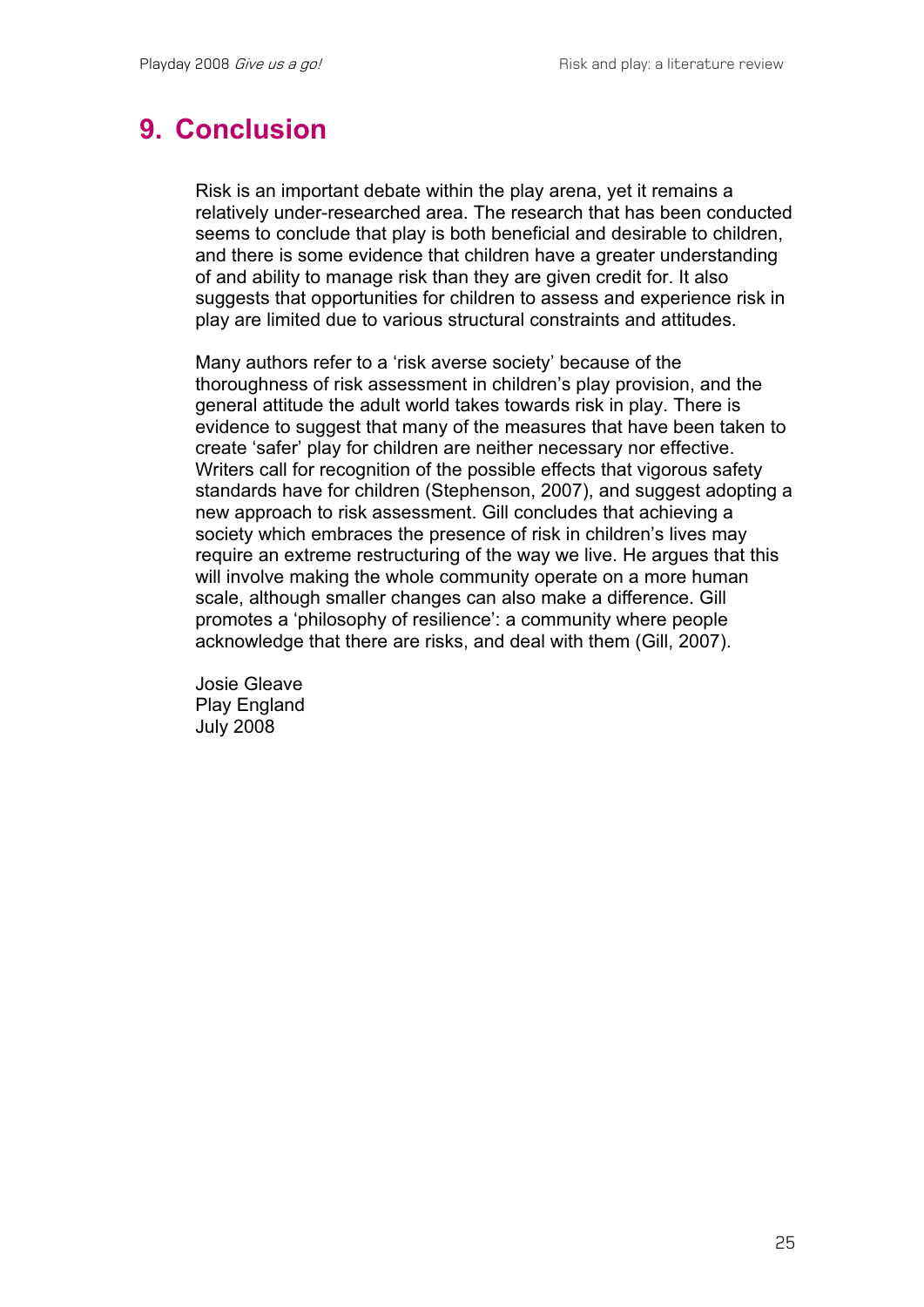# 9. Conclusion

Risk is an important debate within the play arena, yet it remains a relatively under-researched area. The research that has been conducted seems to conclude that play is both beneficial and desirable to children, and there is some evidence that children have a greater understanding of and ability to manage risk than they are given credit for. It also suggests that opportunities for children to assess and experience risk in play are limited due to various structural constraints and attitudes.

Many authors refer to a 'risk averse society' because of the thoroughness of risk assessment in children's play provision, and the general attitude the adult world takes towards risk in play. There is evidence to suggest that many of the measures that have been taken to create 'safer' play for children are neither necessary nor effective. Writers call for recognition of the possible effects that vigorous safety standards have for children (Stephenson, 2007), and suggest adopting a new approach to risk assessment. Gill concludes that achieving a society which embraces the presence of risk in children's lives may require an extreme restructuring of the way we live. He argues that this will involve making the whole community operate on a more human scale, although smaller changes can also make a difference. Gill promotes a 'philosophy of resilience': a community where people acknowledge that there are risks, and deal with them (Gill, 2007).

Josie Gleave  
Play England  
July 2008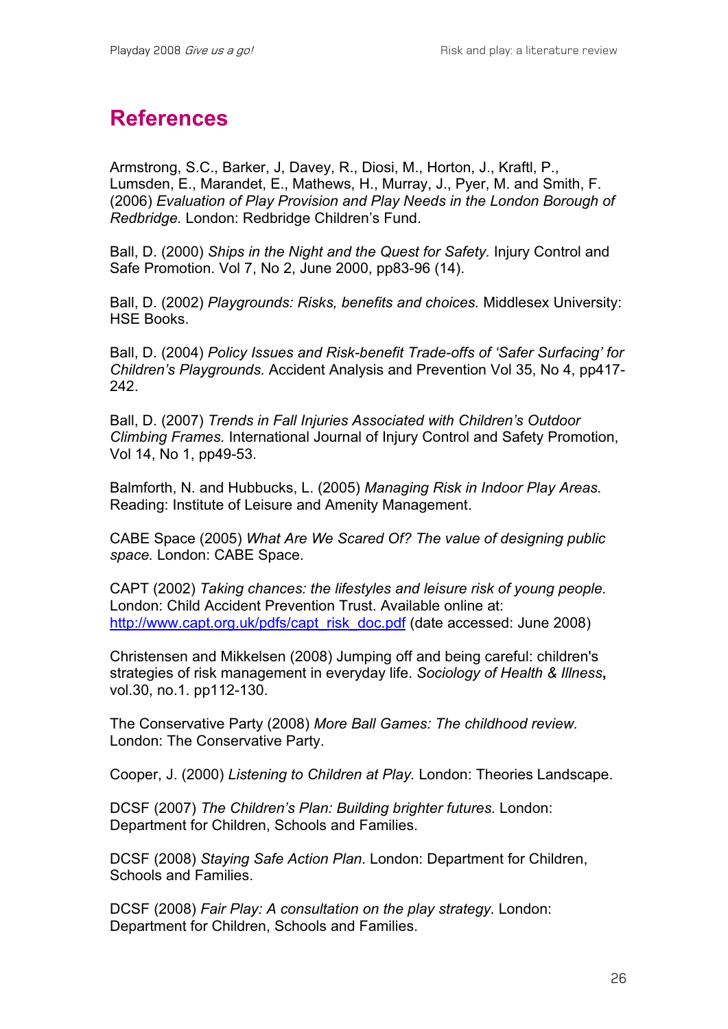# References

Armstrong, S.C., Barker, J, Davey, R., Diosi, M., Horton, J., Kraftl, P., Lumsden, E., Marandet, E., Mathews, H., Murray, J., Pyer, M. and Smith, F. (2006) *Evaluation of Play Provision and Play Needs in the London Borough of Redbridge.* London: Redbridge Children's Fund.

Ball, D. (2000) *Ships in the Night and the Quest for Safety.* Injury Control and Safe Promotion. Vol 7, No 2, June 2000, pp83-96 (14).

Ball, D. (2002) *Playgrounds: Risks, benefits and choices.* Middlesex University: HSE Books.

Ball, D. (2004) *Policy Issues and Risk-benefit Trade-offs of 'Safer Surfacing' for Children's Playgrounds.* Accident Analysis and Prevention Vol 35, No 4, pp417-242.

Ball, D. (2007) *Trends in Fall Injuries Associated with Children's Outdoor Climbing Frames.* International Journal of Injury Control and Safety Promotion, Vol 14, No 1, pp49-53.

Balmforth, N. and Hubbucks, L. (2005) *Managing Risk in Indoor Play Areas.* Reading: Institute of Leisure and Amenity Management.

CABE Space (2005) *What Are We Scared Of? The value of designing public space.* London: CABE Space.

CAPT (2002) *Taking chances: the lifestyles and leisure risk of young people.* London: Child Accident Prevention Trust. Available online at: [http://www.capt.org.uk/pdfs/capt_risk_doc.pdf](http://www.capt.org.uk/pdfs/capt_risk_doc.pdf) (date accessed: June 2008)

Christensen and Mikkelsen (2008) Jumping off and being careful: children's strategies of risk management in everyday life. *Sociology of Health & Illness*, vol.30, no.1. pp112-130.

The Conservative Party (2008) *More Ball Games: The childhood review.* London: The Conservative Party.

Cooper, J. (2000) *Listening to Children at Play.* London: Theories Landscape.

DCSF (2007) *The Children's Plan: Building brighter futures.* London: Department for Children, Schools and Families.

DCSF (2008) *Staying Safe Action Plan.* London: Department for Children, Schools and Families.

DCSF (2008) *Fair Play: A consultation on the play strategy.* London: Department for Children, Schools and Families.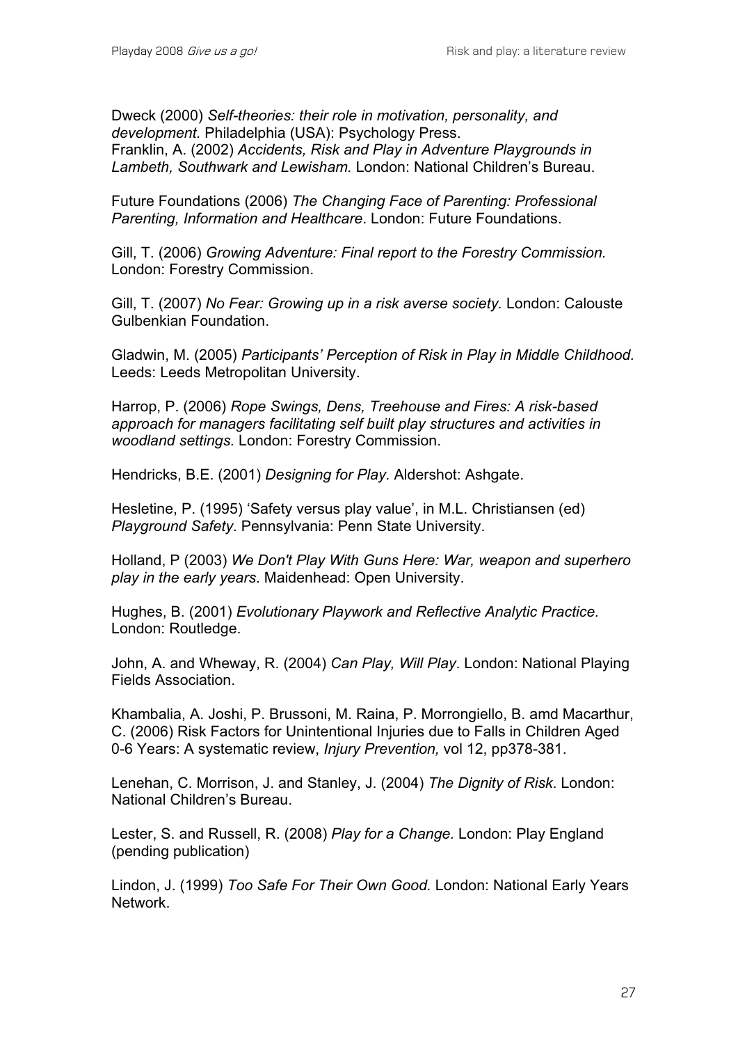Dweck (2000) *Self-theories: their role in motivation, personality, and development.* Philadelphia (USA): Psychology Press.
Franklin, A. (2002) *Accidents, Risk and Play in Adventure Playgrounds in Lambeth, Southwark and Lewisham.* London: National Children's Bureau.

Future Foundations (2006) *The Changing Face of Parenting: Professional Parenting, Information and Healthcare*. London: Future Foundations.

Gill, T. (2006) *Growing Adventure: Final report to the Forestry Commission.* London: Forestry Commission.

Gill, T. (2007) *No Fear: Growing up in a risk averse society.* London: Calouste Gulbenkian Foundation.

Gladwin, M. (2005) *Participants' Perception of Risk in Play in Middle Childhood.* Leeds: Leeds Metropolitan University.

Harrop, P. (2006) *Rope Swings, Dens, Treehouse and Fires: A risk-based approach for managers facilitating self built play structures and activities in woodland settings.* London: Forestry Commission.

Hendricks, B.E. (2001) *Designing for Play.* Aldershot: Ashgate.

Hesletine, P. (1995) 'Safety versus play value', in M.L. Christiansen (ed) *Playground Safety*. Pennsylvania: Penn State University.

Holland, P (2003) *We Don't Play With Guns Here: War, weapon and superhero play in the early years*. Maidenhead: Open University.

Hughes, B. (2001) *Evolutionary Playwork and Reflective Analytic Practice.* London: Routledge.

John, A. and Wheway, R. (2004) *Can Play, Will Play*. London: National Playing Fields Association.

Khambalia, A. Joshi, P. Brussoni, M. Raina, P. Morrongiello, B. amd Macarthur, C. (2006) Risk Factors for Unintentional Injuries due to Falls in Children Aged 0-6 Years: A systematic review, *Injury Prevention,* vol 12, pp378-381.

Lenehan, C. Morrison, J. and Stanley, J. (2004) *The Dignity of Risk*. London: National Children's Bureau.

Lester, S. and Russell, R. (2008) *Play for a Change.* London: Play England (pending publication)

Lindon, J. (1999) *Too Safe For Their Own Good.* London: National Early Years Network.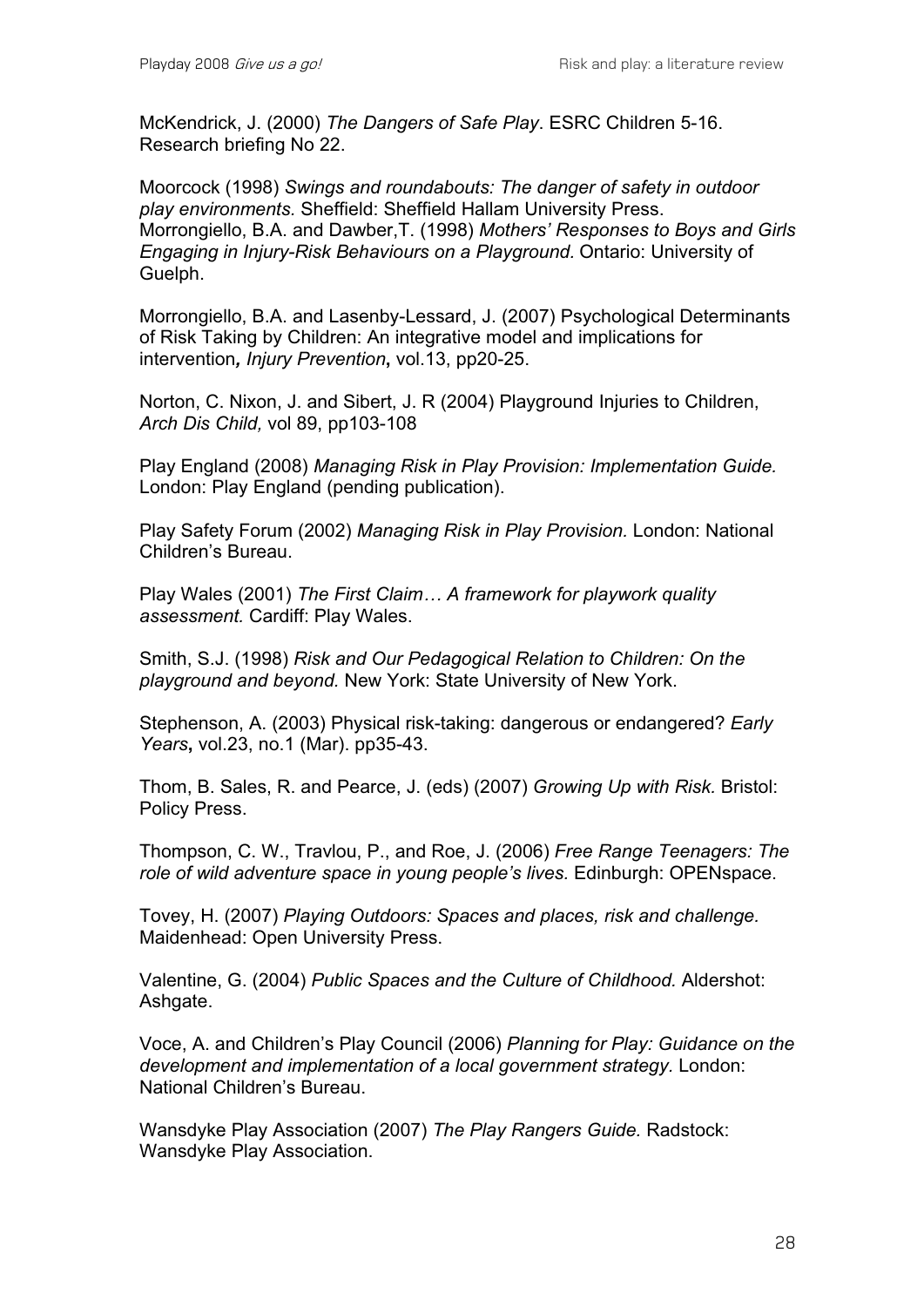McKendrick, J. (2000) *The Dangers of Safe Play*. ESRC Children 5-16. Research briefing No 22.

Moorcock (1998) *Swings and roundabouts: The danger of safety in outdoor play environments.* Sheffield: Sheffield Hallam University Press.
Morrongiello, B.A. and Dawber,T. (1998) *Mothers' Responses to Boys and Girls Engaging in Injury-Risk Behaviours on a Playground.* Ontario: University of Guelph.

Morrongiello, B.A. and Lasenby-Lessard, J. (2007) Psychological Determinants of Risk Taking by Children: An integrative model and implications for intervention**,** *Injury Prevention***,** vol.13, pp20-25.

Norton, C. Nixon, J. and Sibert, J. R (2004) Playground Injuries to Children, *Arch Dis Child,* vol 89, pp103-108

Play England (2008) *Managing Risk in Play Provision: Implementation Guide.* London: Play England (pending publication).

Play Safety Forum (2002) *Managing Risk in Play Provision.* London: National Children's Bureau.

Play Wales (2001) *The First Claim… A framework for playwork quality assessment.* Cardiff: Play Wales.

Smith, S.J. (1998) *Risk and Our Pedagogical Relation to Children: On the playground and beyond.* New York: State University of New York.

Stephenson, A. (2003) Physical risk-taking: dangerous or endangered? *Early Years***,** vol.23, no.1 (Mar). pp35-43.

Thom, B. Sales, R. and Pearce, J. (eds) (2007) *Growing Up with Risk.* Bristol: Policy Press.

Thompson, C. W., Travlou, P., and Roe, J. (2006) *Free Range Teenagers: The role of wild adventure space in young people's lives.* Edinburgh: OPENspace.

Tovey, H. (2007) *Playing Outdoors: Spaces and places, risk and challenge.* Maidenhead: Open University Press.

Valentine, G. (2004) *Public Spaces and the Culture of Childhood.* Aldershot: Ashgate.

Voce, A. and Children's Play Council (2006) *Planning for Play: Guidance on the development and implementation of a local government strategy.* London: National Children's Bureau.

Wansdyke Play Association (2007) *The Play Rangers Guide.* Radstock: Wansdyke Play Association.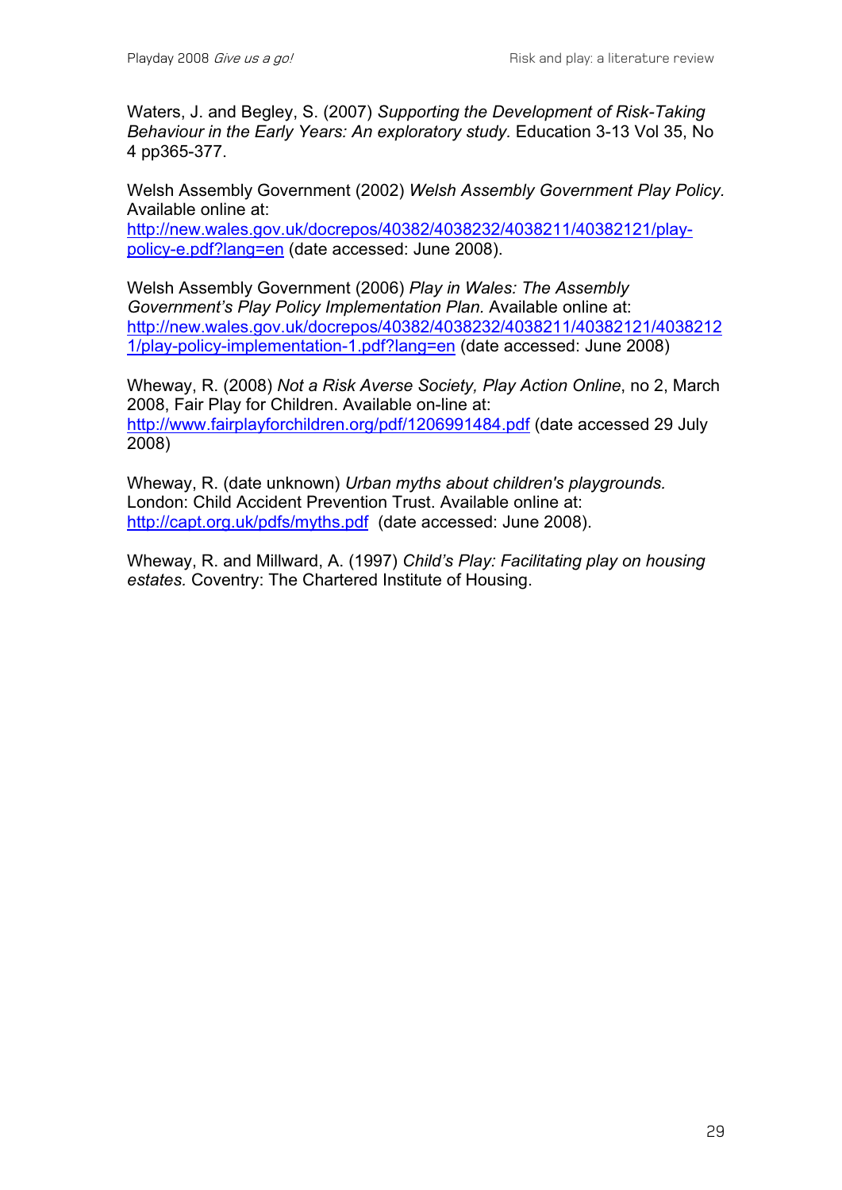Waters, J. and Begley, S. (2007) *Supporting the Development of Risk-Taking Behaviour in the Early Years: An exploratory study.* Education 3-13 Vol 35, No 4 pp365-377.

Welsh Assembly Government (2002) *Welsh Assembly Government Play Policy.* Available online at: http://new.wales.gov.uk/docrepos/40382/4038232/4038211/40382121/play-policy-e.pdf?lang=en (date accessed: June 2008).

Welsh Assembly Government (2006) *Play in Wales: The Assembly Government's Play Policy Implementation Plan.* Available online at: http://new.wales.gov.uk/docrepos/40382/4038232/4038211/40382121/40382121/play-policy-implementation-1.pdf?lang=en (date accessed: June 2008)

Wheway, R. (2008) *Not a Risk Averse Society, Play Action Online*, no 2, March 2008, Fair Play for Children. Available on-line at: http://www.fairplayforchildren.org/pdf/1206991484.pdf (date accessed 29 July 2008)

Wheway, R. (date unknown) *Urban myths about children's playgrounds.* London: Child Accident Prevention Trust. Available online at: http://capt.org.uk/pdfs/myths.pdf (date accessed: June 2008).

Wheway, R. and Millward, A. (1997) *Child's Play: Facilitating play on housing estates.* Coventry: The Chartered Institute of Housing.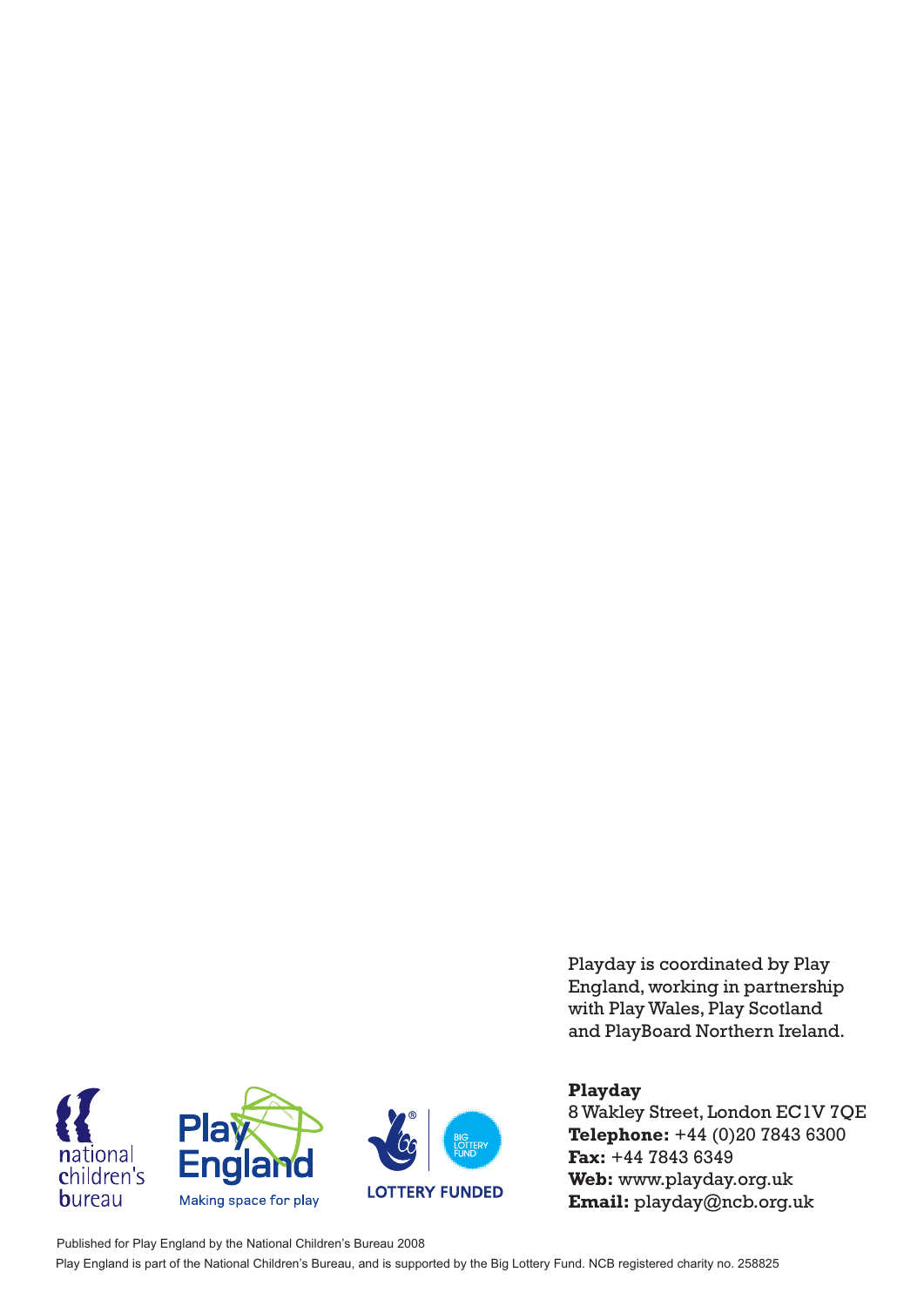Playday is coordinated by Play England, working in partnership with Play Wales, Play Scotland and PlayBoard Northern Ireland.

**Playday**
8 Wakley Street, London EC1V 7QE
**Telephone:** +44 (0)20 7843 6300
**Fax:** +44 7843 6349
**Web:** www.playday.org.uk
**Email:** playday@ncb.org.uk

national children's bureau

Play England
Making space for play

BIG LOTTERY FUND
LOTTERY FUNDED

Published for Play England by the National Children's Bureau 2008

Play England is part of the National Children's Bureau, and is supported by the Big Lottery Fund. NCB registered charity no. 258825